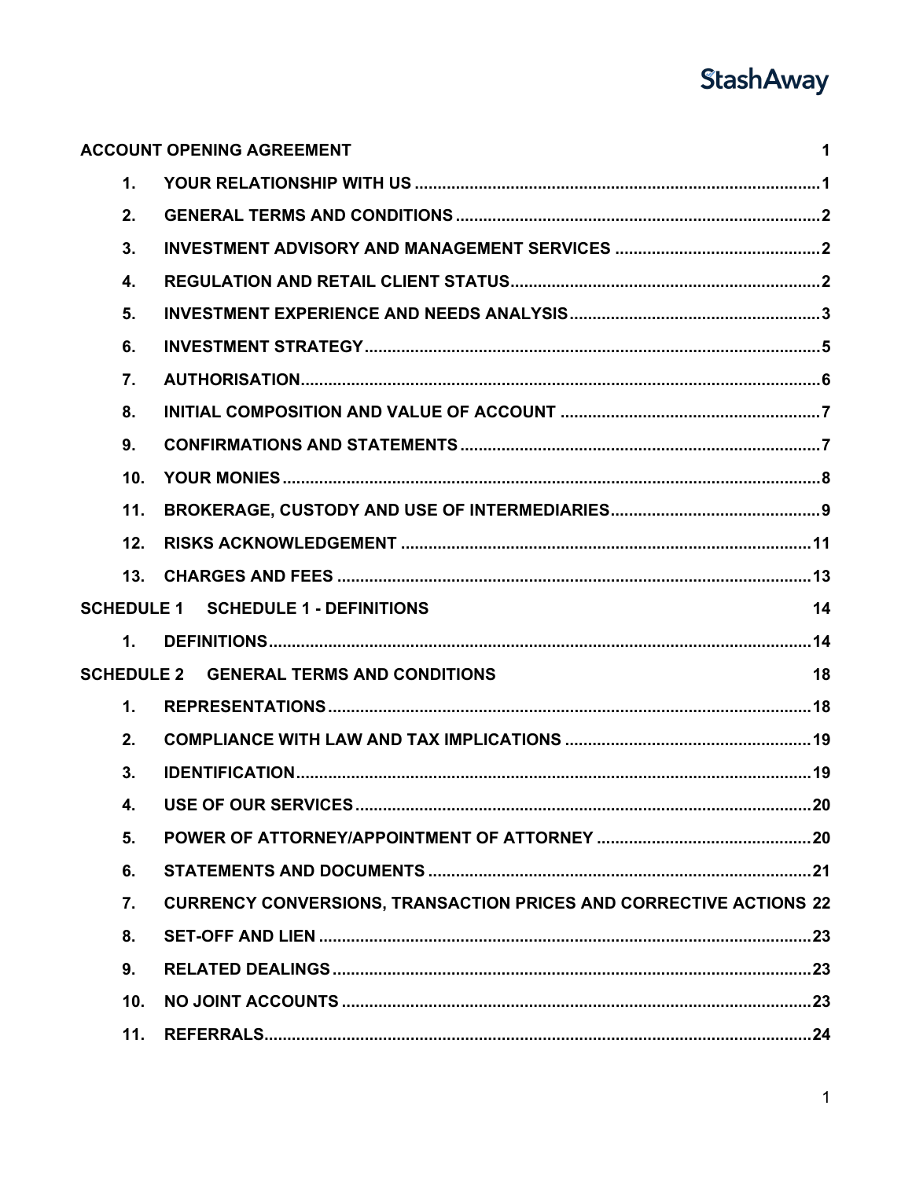StashAway

| | | |
|---|---|---|
| **ACCOUNT OPENING AGREEMENT** | | **1** |
| **1.** | **YOUR RELATIONSHIP WITH US** | **1** |
| **2.** | **GENERAL TERMS AND CONDITIONS** | **2** |
| **3.** | **INVESTMENT ADVISORY AND MANAGEMENT SERVICES** | **2** |
| **4.** | **REGULATION AND RETAIL CLIENT STATUS** | **2** |
| **5.** | **INVESTMENT EXPERIENCE AND NEEDS ANALYSIS** | **3** |
| **6.** | **INVESTMENT STRATEGY** | **5** |
| **7.** | **AUTHORISATION** | **6** |
| **8.** | **INITIAL COMPOSITION AND VALUE OF ACCOUNT** | **7** |
| **9.** | **CONFIRMATIONS AND STATEMENTS** | **7** |
| **10.** | **YOUR MONIES** | **8** |
| **11.** | **BROKERAGE, CUSTODY AND USE OF INTERMEDIARIES** | **9** |
| **12.** | **RISKS ACKNOWLEDGEMENT** | **11** |
| **13.** | **CHARGES AND FEES** | **13** |
| **SCHEDULE 1** | **SCHEDULE 1 - DEFINITIONS** | **14** |
| **1.** | **DEFINITIONS** | **14** |
| **SCHEDULE 2** | **GENERAL TERMS AND CONDITIONS** | **18** |
| **1.** | **REPRESENTATIONS** | **18** |
| **2.** | **COMPLIANCE WITH LAW AND TAX IMPLICATIONS** | **19** |
| **3.** | **IDENTIFICATION** | **19** |
| **4.** | **USE OF OUR SERVICES** | **20** |
| **5.** | **POWER OF ATTORNEY/APPOINTMENT OF ATTORNEY** | **20** |
| **6.** | **STATEMENTS AND DOCUMENTS** | **21** |
| **7.** | **CURRENCY CONVERSIONS, TRANSACTION PRICES AND CORRECTIVE ACTIONS** | **22** |
| **8.** | **SET-OFF AND LIEN** | **23** |
| **9.** | **RELATED DEALINGS** | **23** |
| **10.** | **NO JOINT ACCOUNTS** | **23** |
| **11.** | **REFERRALS** | **24** |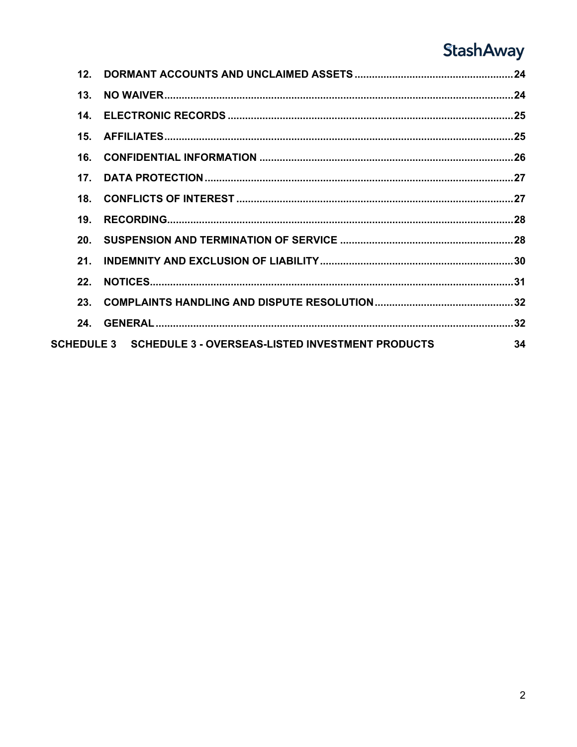12. **DORMANT ACCOUNTS AND UNCLAIMED ASSETS** ........ 24
13. **NO WAIVER** ........ 24
14. **ELECTRONIC RECORDS** ........ 25
15. **AFFILIATES** ........ 25
16. **CONFIDENTIAL INFORMATION** ........ 26
17. **DATA PROTECTION** ........ 27
18. **CONFLICTS OF INTEREST** ........ 27
19. **RECORDING** ........ 28
20. **SUSPENSION AND TERMINATION OF SERVICE** ........ 28
21. **INDEMNITY AND EXCLUSION OF LIABILITY** ........ 30
22. **NOTICES** ........ 31
23. **COMPLAINTS HANDLING AND DISPUTE RESOLUTION** ........ 32
24. **GENERAL** ........ 32

**SCHEDULE 3 SCHEDULE 3 - OVERSEAS-LISTED INVESTMENT PRODUCTS** 34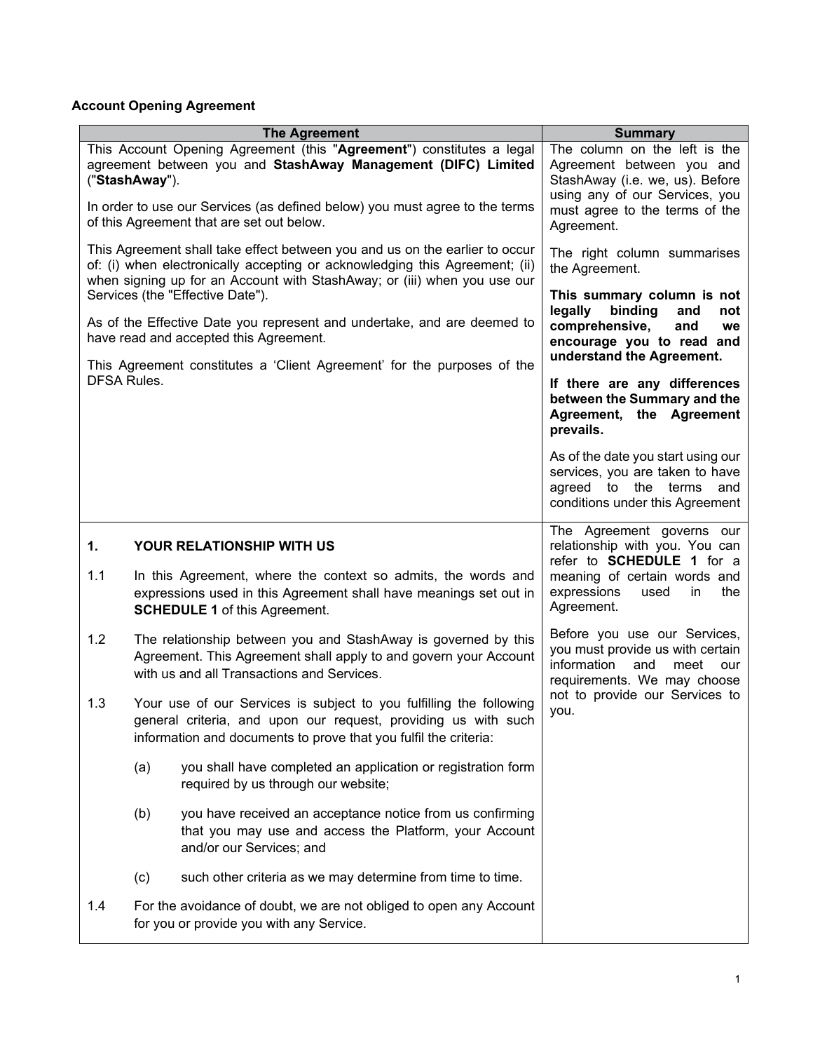**Account Opening Agreement**

| The Agreement | Summary |
|---|---|
| This Account Opening Agreement (this "**Agreement**") constitutes a legal agreement between you and **StashAway Management (DIFC) Limited** ("**StashAway**").<br><br>In order to use our Services (as defined below) you must agree to the terms of this Agreement that are set out below.<br><br>This Agreement shall take effect between you and us on the earlier to occur of: (i) when electronically accepting or acknowledging this Agreement; (ii) when signing up for an Account with StashAway; or (iii) when you use our Services (the "Effective Date").<br><br>As of the Effective Date you represent and undertake, and are deemed to have read and accepted this Agreement.<br><br>This Agreement constitutes a 'Client Agreement' for the purposes of the DFSA Rules. | The column on the left is the Agreement between you and StashAway (i.e. we, us). Before using any of our Services, you must agree to the terms of the Agreement.<br><br>The right column summarises the Agreement.<br><br>**This summary column is not legally binding and not comprehensive, and we encourage you to read and understand the Agreement.**<br><br>**If there are any differences between the Summary and the Agreement, the Agreement prevails.**<br><br>As of the date you start using our services, you are taken to have agreed to the terms and conditions under this Agreement |
| **1. YOUR RELATIONSHIP WITH US**<br><br>1.1 In this Agreement, where the context so admits, the words and expressions used in this Agreement shall have meanings set out in **SCHEDULE 1** of this Agreement.<br><br>1.2 The relationship between you and StashAway is governed by this Agreement. This Agreement shall apply to and govern your Account with us and all Transactions and Services.<br><br>1.3 Your use of our Services is subject to you fulfilling the following general criteria, and upon our request, providing us with such information and documents to prove that you fulfil the criteria:<br><br>(a) you shall have completed an application or registration form required by us through our website;<br><br>(b) you have received an acceptance notice from us confirming that you may use and access the Platform, your Account and/or our Services; and<br><br>(c) such other criteria as we may determine from time to time.<br><br>1.4 For the avoidance of doubt, we are not obliged to open any Account for you or provide you with any Service. | The Agreement governs our relationship with you. You can refer to **SCHEDULE 1** for a meaning of certain words and expressions used in the Agreement.<br><br>Before you use our Services, you must provide us with certain information and meet our requirements. We may choose not to provide our Services to you. |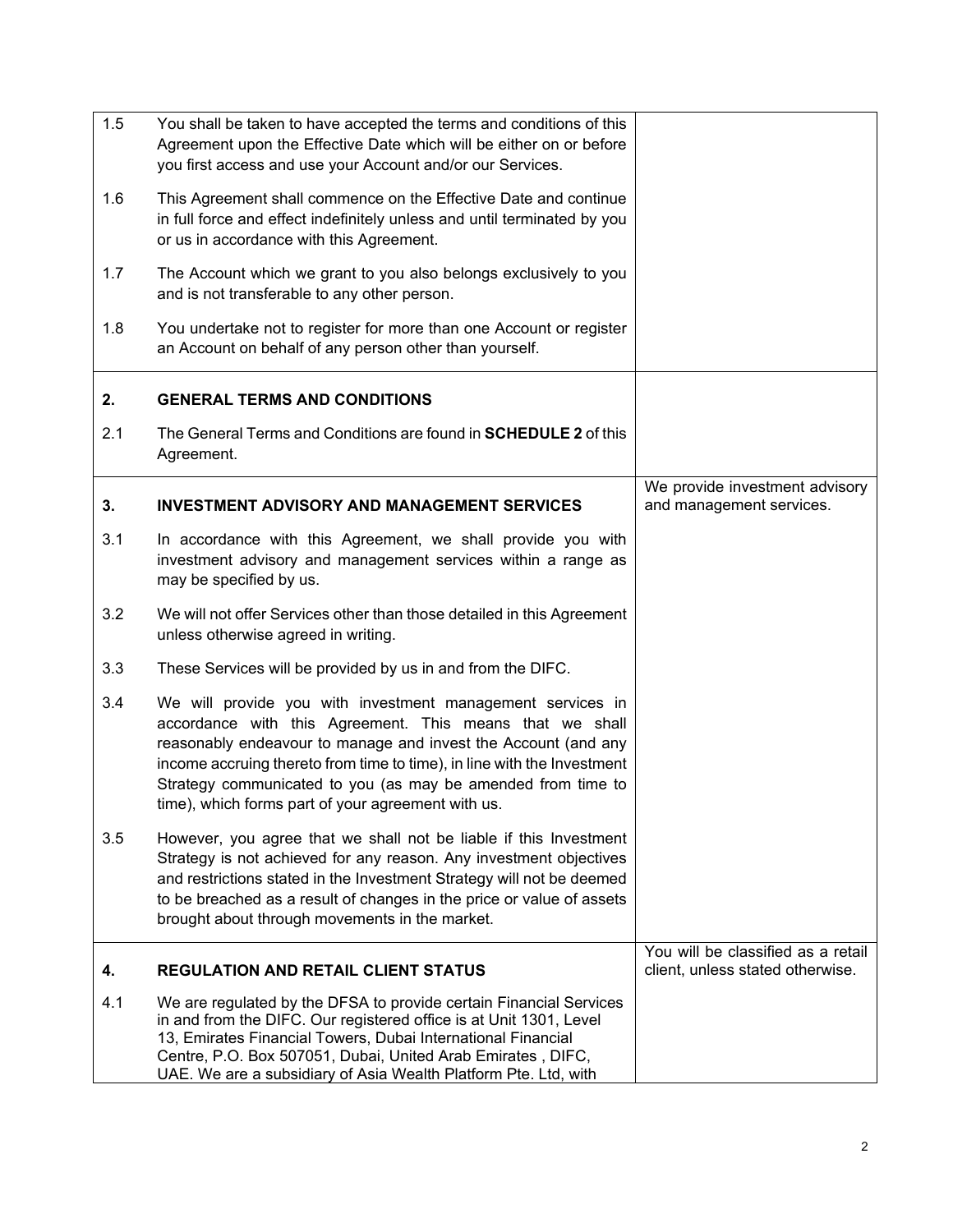| | | |
|---|---|---|
| 1.5 | You shall be taken to have accepted the terms and conditions of this Agreement upon the Effective Date which will be either on or before you first access and use your Account and/or our Services. | |
| 1.6 | This Agreement shall commence on the Effective Date and continue in full force and effect indefinitely unless and until terminated by you or us in accordance with this Agreement. | |
| 1.7 | The Account which we grant to you also belongs exclusively to you and is not transferable to any other person. | |
| 1.8 | You undertake not to register for more than one Account or register an Account on behalf of any person other than yourself. | |
| **2.** | **GENERAL TERMS AND CONDITIONS** | |
| 2.1 | The General Terms and Conditions are found in **SCHEDULE 2** of this Agreement. | |
| **3.** | **INVESTMENT ADVISORY AND MANAGEMENT SERVICES** | We provide investment advisory and management services. |
| 3.1 | In accordance with this Agreement, we shall provide you with investment advisory and management services within a range as may be specified by us. | |
| 3.2 | We will not offer Services other than those detailed in this Agreement unless otherwise agreed in writing. | |
| 3.3 | These Services will be provided by us in and from the DIFC. | |
| 3.4 | We will provide you with investment management services in accordance with this Agreement. This means that we shall reasonably endeavour to manage and invest the Account (and any income accruing thereto from time to time), in line with the Investment Strategy communicated to you (as may be amended from time to time), which forms part of your agreement with us. | |
| 3.5 | However, you agree that we shall not be liable if this Investment Strategy is not achieved for any reason. Any investment objectives and restrictions stated in the Investment Strategy will not be deemed to be breached as a result of changes in the price or value of assets brought about through movements in the market. | |
| **4.** | **REGULATION AND RETAIL CLIENT STATUS** | You will be classified as a retail client, unless stated otherwise. |
| 4.1 | We are regulated by the DFSA to provide certain Financial Services in and from the DIFC. Our registered office is at Unit 1301, Level 13, Emirates Financial Towers, Dubai International Financial Centre, P.O. Box 507051, Dubai, United Arab Emirates , DIFC, UAE. We are a subsidiary of Asia Wealth Platform Pte. Ltd, with | |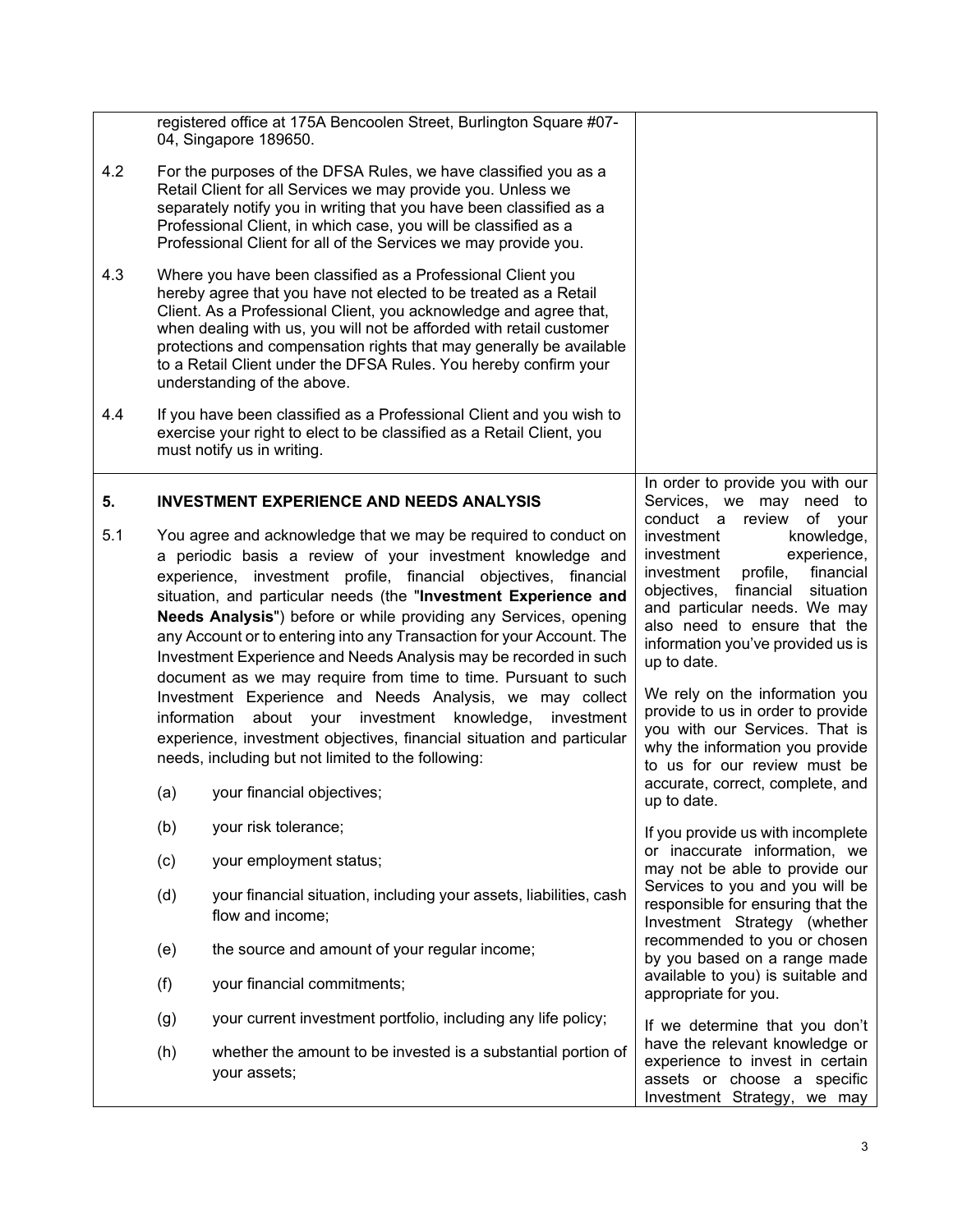registered office at 175A Bencoolen Street, Burlington Square #07-04, Singapore 189650.

4.2 For the purposes of the DFSA Rules, we have classified you as a Retail Client for all Services we may provide you. Unless we separately notify you in writing that you have been classified as a Professional Client, in which case, you will be classified as a Professional Client for all of the Services we may provide you.

4.3 Where you have been classified as a Professional Client you hereby agree that you have not elected to be treated as a Retail Client. As a Professional Client, you acknowledge and agree that, when dealing with us, you will not be afforded with retail customer protections and compensation rights that may generally be available to a Retail Client under the DFSA Rules. You hereby confirm your understanding of the above.

4.4 If you have been classified as a Professional Client and you wish to exercise your right to elect to be classified as a Retail Client, you must notify us in writing.

## 5. INVESTMENT EXPERIENCE AND NEEDS ANALYSIS

5.1 You agree and acknowledge that we may be required to conduct on a periodic basis a review of your investment knowledge and experience, investment profile, financial objectives, financial situation, and particular needs (the "**Investment Experience and Needs Analysis**") before or while providing any Services, opening any Account or to entering into any Transaction for your Account. The Investment Experience and Needs Analysis may be recorded in such document as we may require from time to time. Pursuant to such Investment Experience and Needs Analysis, we may collect information about your investment knowledge, investment experience, investment objectives, financial situation and particular needs, including but not limited to the following:

(a) your financial objectives;

(b) your risk tolerance;

(c) your employment status;

(d) your financial situation, including your assets, liabilities, cash flow and income;

(e) the source and amount of your regular income;

(f) your financial commitments;

(g) your current investment portfolio, including any life policy;

(h) whether the amount to be invested is a substantial portion of your assets;

In order to provide you with our Services, we may need to conduct a review of your investment knowledge, investment experience, investment profile, financial objectives, financial situation and particular needs. We may also need to ensure that the information you've provided us is up to date.

We rely on the information you provide to us in order to provide you with our Services. That is why the information you provide to us for our review must be accurate, correct, complete, and up to date.

If you provide us with incomplete or inaccurate information, we may not be able to provide our Services to you and you will be responsible for ensuring that the Investment Strategy (whether recommended to you or chosen by you based on a range made available to you) is suitable and appropriate for you.

If we determine that you don't have the relevant knowledge or experience to invest in certain assets or choose a specific Investment Strategy, we may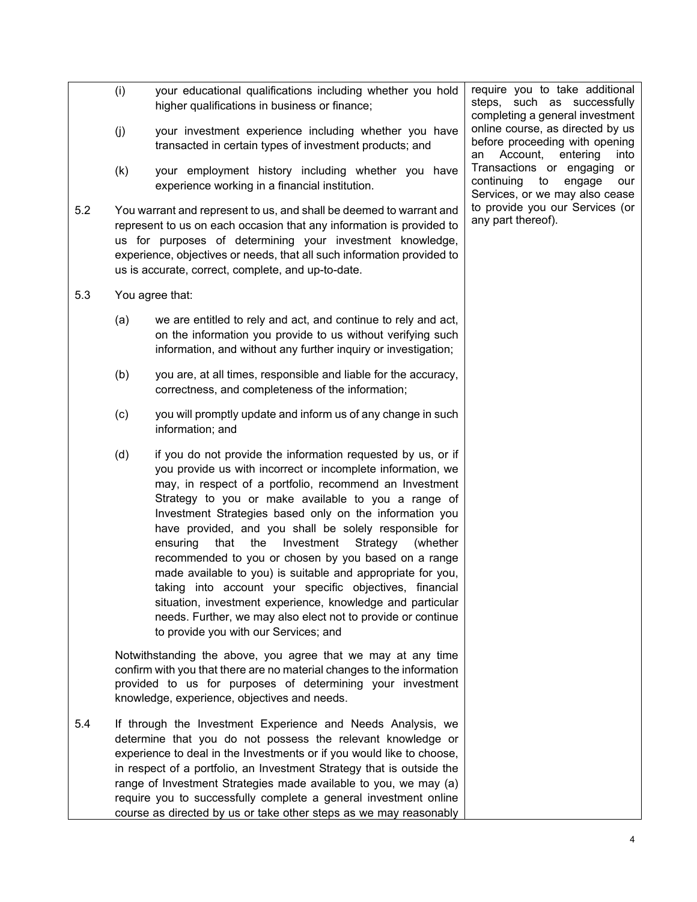(i) your educational qualifications including whether you hold higher qualifications in business or finance;

(j) your investment experience including whether you have transacted in certain types of investment products; and

(k) your employment history including whether you have experience working in a financial institution.

5.2 You warrant and represent to us, and shall be deemed to warrant and represent to us on each occasion that any information is provided to us for purposes of determining your investment knowledge, experience, objectives or needs, that all such information provided to us is accurate, correct, complete, and up-to-date.

5.3 You agree that:

(a) we are entitled to rely and act, and continue to rely and act, on the information you provide to us without verifying such information, and without any further inquiry or investigation;

(b) you are, at all times, responsible and liable for the accuracy, correctness, and completeness of the information;

(c) you will promptly update and inform us of any change in such information; and

(d) if you do not provide the information requested by us, or if you provide us with incorrect or incomplete information, we may, in respect of a portfolio, recommend an Investment Strategy to you or make available to you a range of Investment Strategies based only on the information you have provided, and you shall be solely responsible for ensuring that the Investment Strategy (whether recommended to you or chosen by you based on a range made available to you) is suitable and appropriate for you, taking into account your specific objectives, financial situation, investment experience, knowledge and particular needs. Further, we may also elect not to provide or continue to provide you with our Services; and

Notwithstanding the above, you agree that we may at any time confirm with you that there are no material changes to the information provided to us for purposes of determining your investment knowledge, experience, objectives and needs.

5.4 If through the Investment Experience and Needs Analysis, we determine that you do not possess the relevant knowledge or experience to deal in the Investments or if you would like to choose, in respect of a portfolio, an Investment Strategy that is outside the range of Investment Strategies made available to you, we may (a) require you to successfully complete a general investment online course as directed by us or take other steps as we may reasonably require you to take additional steps, such as successfully completing a general investment online course, as directed by us before proceeding with opening an Account, entering into Transactions or engaging or continuing to engage our Services, or we may also cease to provide you our Services (or any part thereof).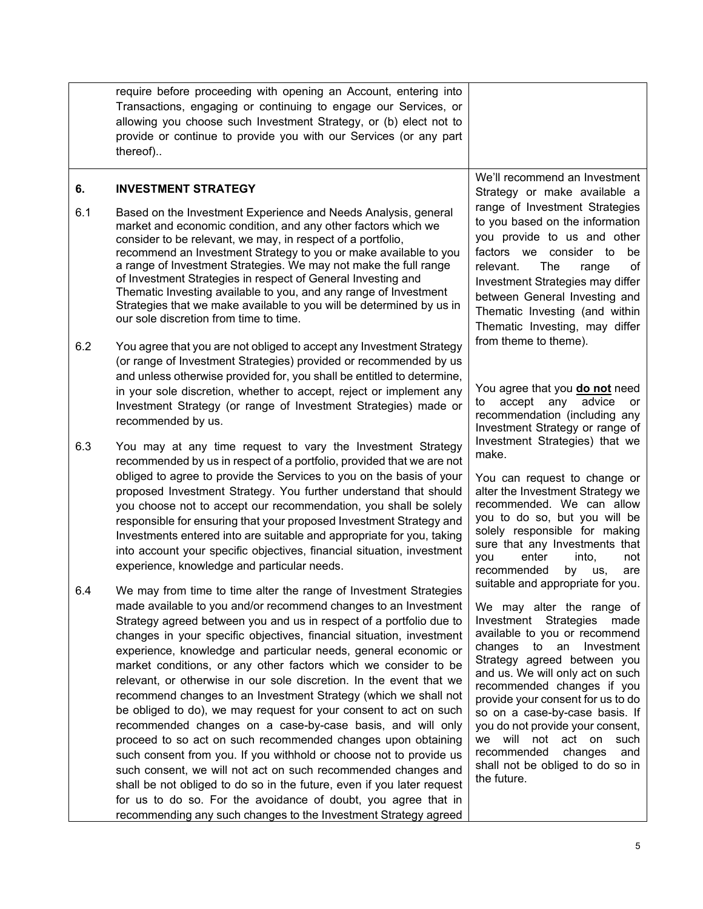| | | |
|---|---|---|
| | require before proceeding with opening an Account, entering into Transactions, engaging or continuing to engage our Services, or allowing you choose such Investment Strategy, or (b) elect not to provide or continue to provide you with our Services (or any part thereof).. | |
| **6.** | **INVESTMENT STRATEGY** | We'll recommend an Investment Strategy or make available a range of Investment Strategies to you based on the information you provide to us and other factors we consider to be relevant. The range of Investment Strategies may differ between General Investing and Thematic Investing (and within Thematic Investing, may differ from theme to theme). |
| 6.1 | Based on the Investment Experience and Needs Analysis, general market and economic condition, and any other factors which we consider to be relevant, we may, in respect of a portfolio, recommend an Investment Strategy to you or make available to you a range of Investment Strategies. We may not make the full range of Investment Strategies in respect of General Investing and Thematic Investing available to you, and any range of Investment Strategies that we make available to you will be determined by us in our sole discretion from time to time. | |
| 6.2 | You agree that you are not obliged to accept any Investment Strategy (or range of Investment Strategies) provided or recommended by us and unless otherwise provided for, you shall be entitled to determine, in your sole discretion, whether to accept, reject or implement any Investment Strategy (or range of Investment Strategies) made or recommended by us. | You agree that you **do not** need to accept any advice or recommendation (including any Investment Strategy or range of Investment Strategies) that we make. |
| 6.3 | You may at any time request to vary the Investment Strategy recommended by us in respect of a portfolio, provided that we are not obliged to agree to provide the Services to you on the basis of your proposed Investment Strategy. You further understand that should you choose not to accept our recommendation, you shall be solely responsible for ensuring that your proposed Investment Strategy and Investments entered into are suitable and appropriate for you, taking into account your specific objectives, financial situation, investment experience, knowledge and particular needs. | You can request to change or alter the Investment Strategy we recommended. We can allow you to do so, but you will be solely responsible for making sure that any Investments that you enter into, not recommended by us, are suitable and appropriate for you. |
| 6.4 | We may from time to time alter the range of Investment Strategies made available to you and/or recommend changes to an Investment Strategy agreed between you and us in respect of a portfolio due to changes in your specific objectives, financial situation, investment experience, knowledge and particular needs, general economic or market conditions, or any other factors which we consider to be relevant, or otherwise in our sole discretion. In the event that we recommend changes to an Investment Strategy (which we shall not be obliged to do), we may request for your consent to act on such recommended changes on a case-by-case basis, and will only proceed to so act on such recommended changes upon obtaining such consent from you. If you withhold or choose not to provide us such consent, we will not act on such recommended changes and shall be not obliged to do so in the future, even if you later request for us to do so. For the avoidance of doubt, you agree that in recommending any such changes to the Investment Strategy agreed | We may alter the range of Investment Strategies made available to you or recommend changes to an Investment Strategy agreed between you and us. We will only act on such recommended changes if you provide your consent for us to do so on a case-by-case basis. If you do not provide your consent, we will not act on such recommended changes and shall not be obliged to do so in the future. |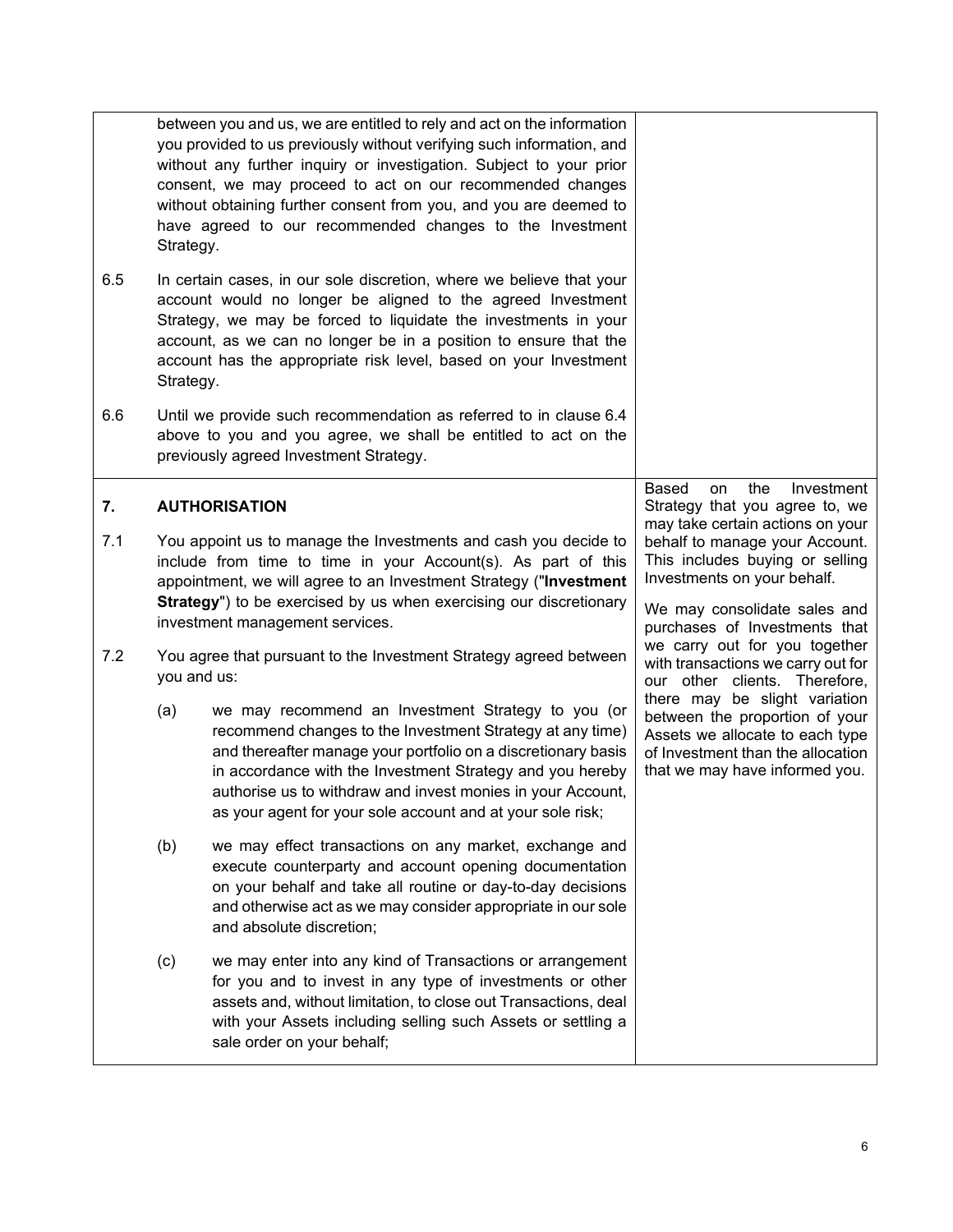between you and us, we are entitled to rely and act on the information you provided to us previously without verifying such information, and without any further inquiry or investigation. Subject to your prior consent, we may proceed to act on our recommended changes without obtaining further consent from you, and you are deemed to have agreed to our recommended changes to the Investment Strategy.

6.5 In certain cases, in our sole discretion, where we believe that your account would no longer be aligned to the agreed Investment Strategy, we may be forced to liquidate the investments in your account, as we can no longer be in a position to ensure that the account has the appropriate risk level, based on your Investment Strategy.

6.6 Until we provide such recommendation as referred to in clause 6.4 above to you and you agree, we shall be entitled to act on the previously agreed Investment Strategy.

## 7. AUTHORISATION

*Based on the Investment Strategy that you agree to, we may take certain actions on your behalf to manage your Account. This includes buying or selling Investments on your behalf.*

*We may consolidate sales and purchases of Investments that we carry out for you together with transactions we carry out for our other clients. Therefore, there may be slight variation between the proportion of your Assets we allocate to each type of Investment than the allocation that we may have informed you.*

7.1 You appoint us to manage the Investments and cash you decide to include from time to time in your Account(s). As part of this appointment, we will agree to an Investment Strategy ("**Investment Strategy**") to be exercised by us when exercising our discretionary investment management services.

7.2 You agree that pursuant to the Investment Strategy agreed between you and us:

(a) we may recommend an Investment Strategy to you (or recommend changes to the Investment Strategy at any time) and thereafter manage your portfolio on a discretionary basis in accordance with the Investment Strategy and you hereby authorise us to withdraw and invest monies in your Account, as your agent for your sole account and at your sole risk;

(b) we may effect transactions on any market, exchange and execute counterparty and account opening documentation on your behalf and take all routine or day-to-day decisions and otherwise act as we may consider appropriate in our sole and absolute discretion;

(c) we may enter into any kind of Transactions or arrangement for you and to invest in any type of investments or other assets and, without limitation, to close out Transactions, deal with your Assets including selling such Assets or settling a sale order on your behalf;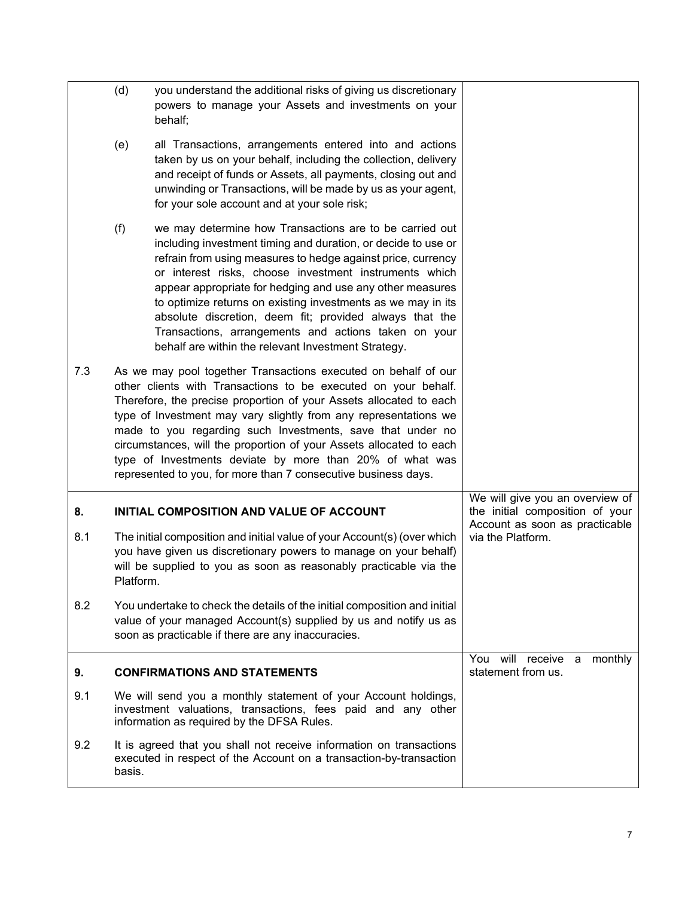(d) you understand the additional risks of giving us discretionary powers to manage your Assets and investments on your behalf;

(e) all Transactions, arrangements entered into and actions taken by us on your behalf, including the collection, delivery and receipt of funds or Assets, all payments, closing out and unwinding or Transactions, will be made by us as your agent, for your sole account and at your sole risk;

(f) we may determine how Transactions are to be carried out including investment timing and duration, or decide to use or refrain from using measures to hedge against price, currency or interest risks, choose investment instruments which appear appropriate for hedging and use any other measures to optimize returns on existing investments as we may in its absolute discretion, deem fit; provided always that the Transactions, arrangements and actions taken on your behalf are within the relevant Investment Strategy.

7.3 As we may pool together Transactions executed on behalf of our other clients with Transactions to be executed on your behalf. Therefore, the precise proportion of your Assets allocated to each type of Investment may vary slightly from any representations we made to you regarding such Investments, save that under no circumstances, will the proportion of your Assets allocated to each type of Investments deviate by more than 20% of what was represented to you, for more than 7 consecutive business days.

## 8. INITIAL COMPOSITION AND VALUE OF ACCOUNT

*We will give you an overview of the initial composition of your Account as soon as practicable via the Platform.*

8.1 The initial composition and initial value of your Account(s) (over which you have given us discretionary powers to manage on your behalf) will be supplied to you as soon as reasonably practicable via the Platform.

8.2 You undertake to check the details of the initial composition and initial value of your managed Account(s) supplied by us and notify us as soon as practicable if there are any inaccuracies.

## 9. CONFIRMATIONS AND STATEMENTS

*You will receive a monthly statement from us.*

9.1 We will send you a monthly statement of your Account holdings, investment valuations, transactions, fees paid and any other information as required by the DFSA Rules.

9.2 It is agreed that you shall not receive information on transactions executed in respect of the Account on a transaction-by-transaction basis.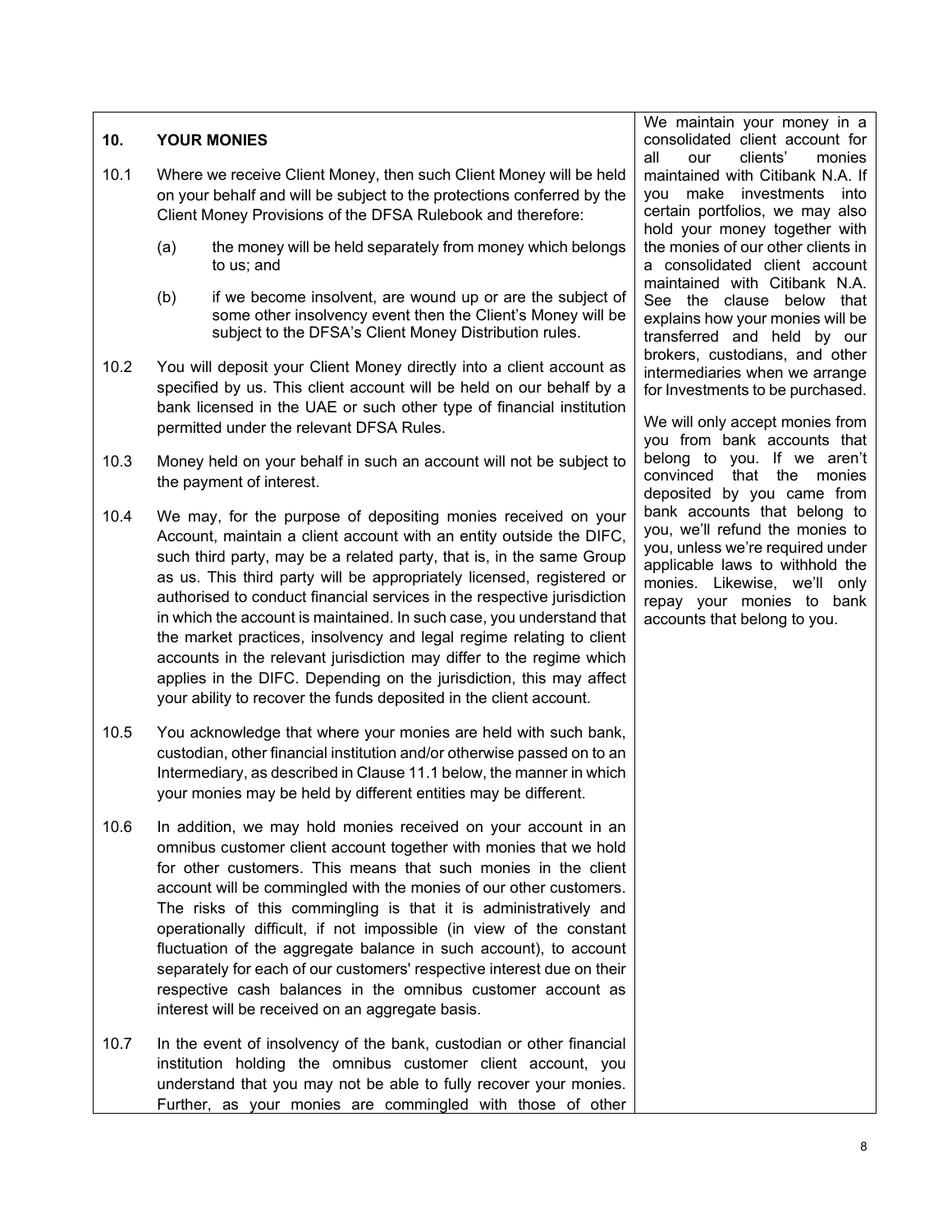## 10. YOUR MONIES

10.1 Where we receive Client Money, then such Client Money will be held on your behalf and will be subject to the protections conferred by the Client Money Provisions of the DFSA Rulebook and therefore:

(a) the money will be held separately from money which belongs to us; and

(b) if we become insolvent, are wound up or are the subject of some other insolvency event then the Client's Money will be subject to the DFSA's Client Money Distribution rules.

10.2 You will deposit your Client Money directly into a client account as specified by us. This client account will be held on our behalf by a bank licensed in the UAE or such other type of financial institution permitted under the relevant DFSA Rules.

10.3 Money held on your behalf in such an account will not be subject to the payment of interest.

10.4 We may, for the purpose of depositing monies received on your Account, maintain a client account with an entity outside the DIFC, such third party, may be a related party, that is, in the same Group as us. This third party will be appropriately licensed, registered or authorised to conduct financial services in the respective jurisdiction in which the account is maintained. In such case, you understand that the market practices, insolvency and legal regime relating to client accounts in the relevant jurisdiction may differ to the regime which applies in the DIFC. Depending on the jurisdiction, this may affect your ability to recover the funds deposited in the client account.

10.5 You acknowledge that where your monies are held with such bank, custodian, other financial institution and/or otherwise passed on to an Intermediary, as described in Clause 11.1 below, the manner in which your monies may be held by different entities may be different.

10.6 In addition, we may hold monies received on your account in an omnibus customer client account together with monies that we hold for other customers. This means that such monies in the client account will be commingled with the monies of our other customers. The risks of this commingling is that it is administratively and operationally difficult, if not impossible (in view of the constant fluctuation of the aggregate balance in such account), to account separately for each of our customers' respective interest due on their respective cash balances in the omnibus customer account as interest will be received on an aggregate basis.

10.7 In the event of insolvency of the bank, custodian or other financial institution holding the omnibus customer client account, you understand that you may not be able to fully recover your monies. Further, as your monies are commingled with those of other

We maintain your money in a consolidated client account for all our clients' monies maintained with Citibank N.A. If you make investments into certain portfolios, we may also hold your money together with the monies of our other clients in a consolidated client account maintained with Citibank N.A. See the clause below that explains how your monies will be transferred and held by our brokers, custodians, and other intermediaries when we arrange for Investments to be purchased.

We will only accept monies from you from bank accounts that belong to you. If we aren't convinced that the monies deposited by you came from bank accounts that belong to you, we'll refund the monies to you, unless we're required under applicable laws to withhold the monies. Likewise, we'll only repay your monies to bank accounts that belong to you.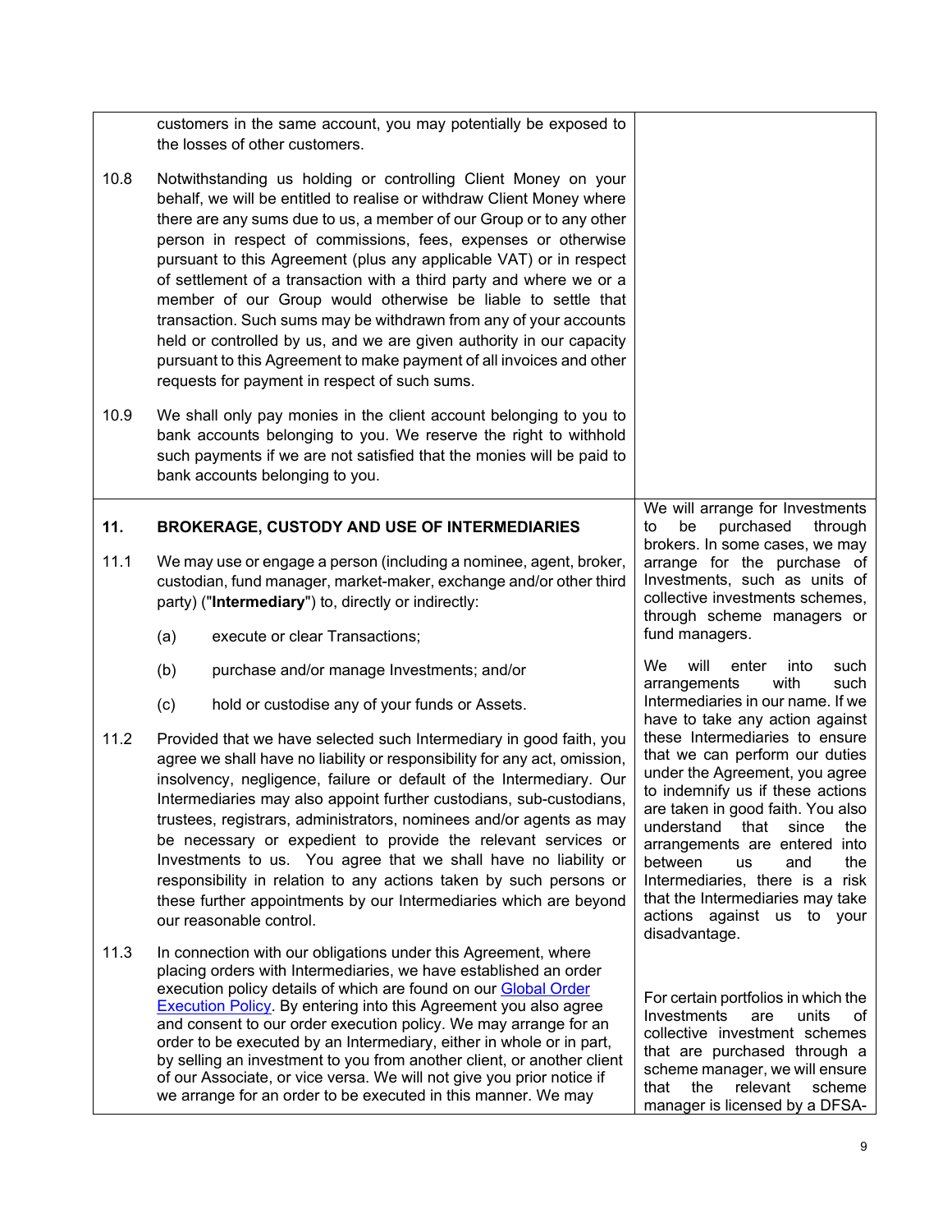customers in the same account, you may potentially be exposed to the losses of other customers.

10.8 Notwithstanding us holding or controlling Client Money on your behalf, we will be entitled to realise or withdraw Client Money where there are any sums due to us, a member of our Group or to any other person in respect of commissions, fees, expenses or otherwise pursuant to this Agreement (plus any applicable VAT) or in respect of settlement of a transaction with a third party and where we or a member of our Group would otherwise be liable to settle that transaction. Such sums may be withdrawn from any of your accounts held or controlled by us, and we are given authority in our capacity pursuant to this Agreement to make payment of all invoices and other requests for payment in respect of such sums.

10.9 We shall only pay monies in the client account belonging to you to bank accounts belonging to you. We reserve the right to withhold such payments if we are not satisfied that the monies will be paid to bank accounts belonging to you.

## 11. BROKERAGE, CUSTODY AND USE OF INTERMEDIARIES

11.1 We may use or engage a person (including a nominee, agent, broker, custodian, fund manager, market-maker, exchange and/or other third party) ("**Intermediary**") to, directly or indirectly:

(a) execute or clear Transactions;

(b) purchase and/or manage Investments; and/or

(c) hold or custodise any of your funds or Assets.

11.2 Provided that we have selected such Intermediary in good faith, you agree we shall have no liability or responsibility for any act, omission, insolvency, negligence, failure or default of the Intermediary. Our Intermediaries may also appoint further custodians, sub-custodians, trustees, registrars, administrators, nominees and/or agents as may be necessary or expedient to provide the relevant services or Investments to us. You agree that we shall have no liability or responsibility in relation to any actions taken by such persons or these further appointments by our Intermediaries which are beyond our reasonable control.

11.3 In connection with our obligations under this Agreement, where placing orders with Intermediaries, we have established an order execution policy details of which are found on our [Global Order Execution Policy](). By entering into this Agreement you also agree and consent to our order execution policy. We may arrange for an order to be executed by an Intermediary, either in whole or in part, by selling an investment to you from another client, or another client of our Associate, or vice versa. We will not give you prior notice if we arrange for an order to be executed in this manner. We may

We will arrange for Investments to be purchased through brokers. In some cases, we may arrange for the purchase of Investments, such as units of collective investments schemes, through scheme managers or fund managers.

We will enter into such arrangements with such Intermediaries in our name. If we have to take any action against these Intermediaries to ensure that we can perform our duties under the Agreement, you agree to indemnify us if these actions are taken in good faith. You also understand that since the arrangements are entered into between us and the Intermediaries, there is a risk that the Intermediaries may take actions against us to your disadvantage.

For certain portfolios in which the Investments are units of collective investment schemes that are purchased through a scheme manager, we will ensure that the relevant scheme manager is licensed by a DFSA-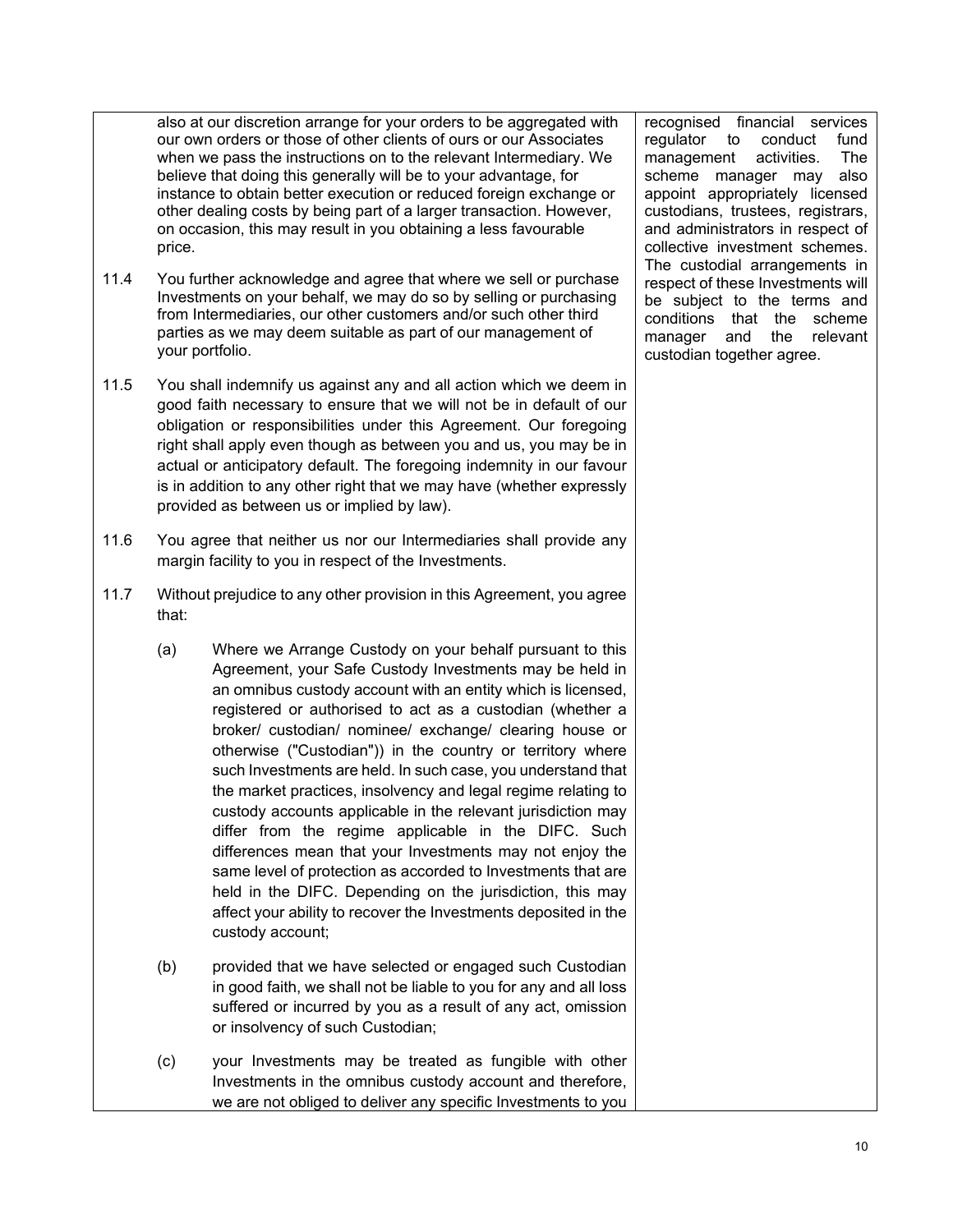also at our discretion arrange for your orders to be aggregated with our own orders or those of other clients of ours or our Associates when we pass the instructions on to the relevant Intermediary. We believe that doing this generally will be to your advantage, for instance to obtain better execution or reduced foreign exchange or other dealing costs by being part of a larger transaction. However, on occasion, this may result in you obtaining a less favourable price.

11.4 You further acknowledge and agree that where we sell or purchase Investments on your behalf, we may do so by selling or purchasing from Intermediaries, our other customers and/or such other third parties as we may deem suitable as part of our management of your portfolio.

11.5 You shall indemnify us against any and all action which we deem in good faith necessary to ensure that we will not be in default of our obligation or responsibilities under this Agreement. Our foregoing right shall apply even though as between you and us, you may be in actual or anticipatory default. The foregoing indemnity in our favour is in addition to any other right that we may have (whether expressly provided as between us or implied by law).

11.6 You agree that neither us nor our Intermediaries shall provide any margin facility to you in respect of the Investments.

11.7 Without prejudice to any other provision in this Agreement, you agree that:

(a) Where we Arrange Custody on your behalf pursuant to this Agreement, your Safe Custody Investments may be held in an omnibus custody account with an entity which is licensed, registered or authorised to act as a custodian (whether a broker/ custodian/ nominee/ exchange/ clearing house or otherwise ("Custodian")) in the country or territory where such Investments are held. In such case, you understand that the market practices, insolvency and legal regime relating to custody accounts applicable in the relevant jurisdiction may differ from the regime applicable in the DIFC. Such differences mean that your Investments may not enjoy the same level of protection as accorded to Investments that are held in the DIFC. Depending on the jurisdiction, this may affect your ability to recover the Investments deposited in the custody account;

(b) provided that we have selected or engaged such Custodian in good faith, we shall not be liable to you for any and all loss suffered or incurred by you as a result of any act, omission or insolvency of such Custodian;

(c) your Investments may be treated as fungible with other Investments in the omnibus custody account and therefore, we are not obliged to deliver any specific Investments to you

recognised financial services regulator to conduct fund management activities. The scheme manager may also appoint appropriately licensed custodians, trustees, registrars, and administrators in respect of collective investment schemes. The custodial arrangements in respect of these Investments will be subject to the terms and conditions that the scheme manager and the relevant custodian together agree.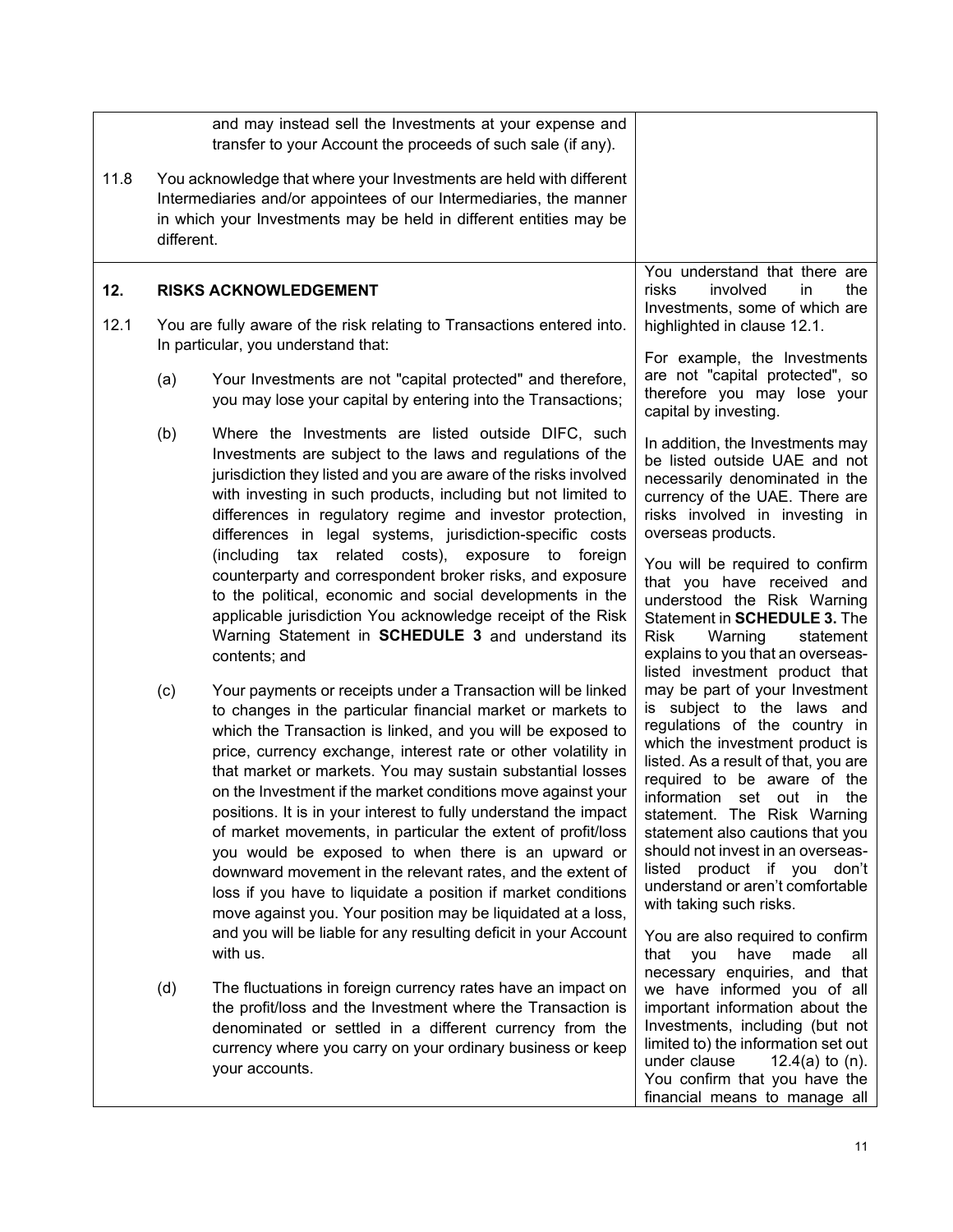|  |  |
|---|---|
| and may instead sell the Investments at your expense and transfer to your Account the proceeds of such sale (if any).<br><br>11.8 You acknowledge that where your Investments are held with different Intermediaries and/or appointees of our Intermediaries, the manner in which your Investments may be held in different entities may be different. | |
| **12. RISKS ACKNOWLEDGEMENT**<br><br>12.1 You are fully aware of the risk relating to Transactions entered into. In particular, you understand that:<br><br>(a) Your Investments are not "capital protected" and therefore, you may lose your capital by entering into the Transactions;<br><br>(b) Where the Investments are listed outside DIFC, such Investments are subject to the laws and regulations of the jurisdiction they listed and you are aware of the risks involved with investing in such products, including but not limited to differences in regulatory regime and investor protection, differences in legal systems, jurisdiction-specific costs (including tax related costs), exposure to foreign counterparty and correspondent broker risks, and exposure to the political, economic and social developments in the applicable jurisdiction You acknowledge receipt of the Risk Warning Statement in **SCHEDULE 3** and understand its contents; and<br><br>(c) Your payments or receipts under a Transaction will be linked to changes in the particular financial market or markets to which the Transaction is linked, and you will be exposed to price, currency exchange, interest rate or other volatility in that market or markets. You may sustain substantial losses on the Investment if the market conditions move against your positions. It is in your interest to fully understand the impact of market movements, in particular the extent of profit/loss you would be exposed to when there is an upward or downward movement in the relevant rates, and the extent of loss if you have to liquidate a position if market conditions move against you. Your position may be liquidated at a loss, and you will be liable for any resulting deficit in your Account with us.<br><br>(d) The fluctuations in foreign currency rates have an impact on the profit/loss and the Investment where the Transaction is denominated or settled in a different currency from the currency where you carry on your ordinary business or keep your accounts. | You understand that there are risks involved in the Investments, some of which are highlighted in clause 12.1.<br><br>For example, the Investments are not "capital protected", so therefore you may lose your capital by investing.<br><br>In addition, the Investments may be listed outside UAE and not necessarily denominated in the currency of the UAE. There are risks involved in investing in overseas products.<br><br>You will be required to confirm that you have received and understood the Risk Warning Statement in **SCHEDULE 3.** The Risk Warning statement explains to you that an overseas-listed investment product that may be part of your Investment is subject to the laws and regulations of the country in which the investment product is listed. As a result of that, you are required to be aware of the information set out in the statement. The Risk Warning statement also cautions that you should not invest in an overseas-listed product if you don't understand or aren't comfortable with taking such risks.<br><br>You are also required to confirm that you have made all necessary enquiries, and that we have informed you of all important information about the Investments, including (but not limited to) the information set out under clause 12.4(a) to (n). You confirm that you have the financial means to manage all |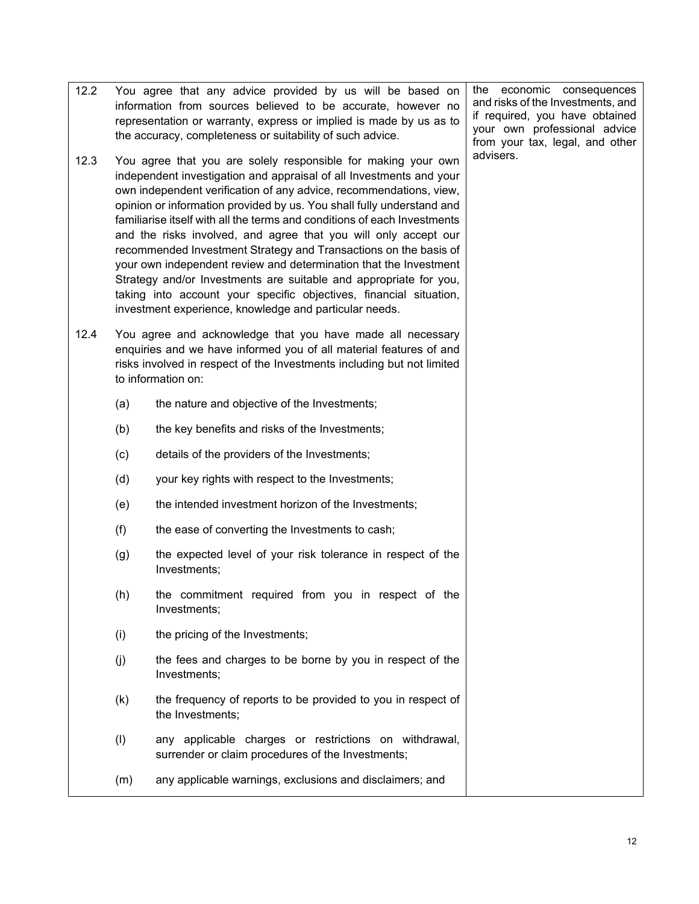| | |
|---|---|
| 12.2 You agree that any advice provided by us will be based on information from sources believed to be accurate, however no representation or warranty, express or implied is made by us as to the accuracy, completeness or suitability of such advice.<br><br>12.3 You agree that you are solely responsible for making your own independent investigation and appraisal of all Investments and your own independent verification of any advice, recommendations, view, opinion or information provided by us. You shall fully understand and familiarise itself with all the terms and conditions of each Investments and the risks involved, and agree that you will only accept our recommended Investment Strategy and Transactions on the basis of your own independent review and determination that the Investment Strategy and/or Investments are suitable and appropriate for you, taking into account your specific objectives, financial situation, investment experience, knowledge and particular needs.<br><br>12.4 You agree and acknowledge that you have made all necessary enquiries and we have informed you of all material features of and risks involved in respect of the Investments including but not limited to information on:<br><br>(a) the nature and objective of the Investments;<br><br>(b) the key benefits and risks of the Investments;<br><br>(c) details of the providers of the Investments;<br><br>(d) your key rights with respect to the Investments;<br><br>(e) the intended investment horizon of the Investments;<br><br>(f) the ease of converting the Investments to cash;<br><br>(g) the expected level of your risk tolerance in respect of the Investments;<br><br>(h) the commitment required from you in respect of the Investments;<br><br>(i) the pricing of the Investments;<br><br>(j) the fees and charges to be borne by you in respect of the Investments;<br><br>(k) the frequency of reports to be provided to you in respect of the Investments;<br><br>(l) any applicable charges or restrictions on withdrawal, surrender or claim procedures of the Investments;<br><br>(m) any applicable warnings, exclusions and disclaimers; and | the economic consequences and risks of the Investments, and if required, you have obtained your own professional advice from your tax, legal, and other advisers. |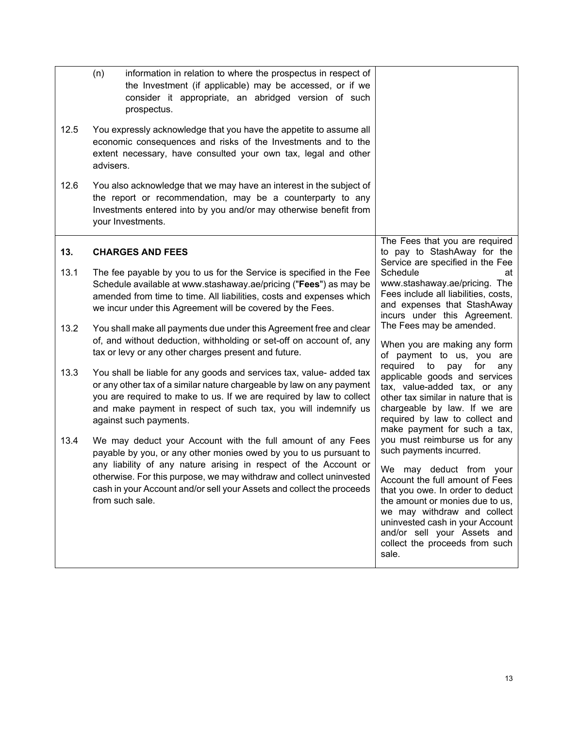| | |
|---|---|
| (n) information in relation to where the prospectus in respect of the Investment (if applicable) may be accessed, or if we consider it appropriate, an abridged version of such prospectus.<br><br>12.5 You expressly acknowledge that you have the appetite to assume all economic consequences and risks of the Investments and to the extent necessary, have consulted your own tax, legal and other advisers.<br><br>12.6 You also acknowledge that we may have an interest in the subject of the report or recommendation, may be a counterparty to any Investments entered into by you and/or may otherwise benefit from your Investments. | |
| **13. CHARGES AND FEES**<br><br>13.1 The fee payable by you to us for the Service is specified in the Fee Schedule available at www.stashaway.ae/pricing ("**Fees**") as may be amended from time to time. All liabilities, costs and expenses which we incur under this Agreement will be covered by the Fees.<br><br>13.2 You shall make all payments due under this Agreement free and clear of, and without deduction, withholding or set-off on account of, any tax or levy or any other charges present and future.<br><br>13.3 You shall be liable for any goods and services tax, value- added tax or any other tax of a similar nature chargeable by law on any payment you are required to make to us. If we are required by law to collect and make payment in respect of such tax, you will indemnify us against such payments.<br><br>13.4 We may deduct your Account with the full amount of any Fees payable by you, or any other monies owed by you to us pursuant to any liability of any nature arising in respect of the Account or otherwise. For this purpose, we may withdraw and collect uninvested cash in your Account and/or sell your Assets and collect the proceeds from such sale. | The Fees that you are required to pay to StashAway for the Service are specified in the Fee Schedule at www.stashaway.ae/pricing. The Fees include all liabilities, costs, and expenses that StashAway incurs under this Agreement. The Fees may be amended.<br><br>When you are making any form of payment to us, you are required to pay for any applicable goods and services tax, value-added tax, or any other tax similar in nature that is chargeable by law. If we are required by law to collect and make payment for such a tax, you must reimburse us for any such payments incurred.<br><br>We may deduct from your Account the full amount of Fees that you owe. In order to deduct the amount or monies due to us, we may withdraw and collect uninvested cash in your Account and/or sell your Assets and collect the proceeds from such sale. |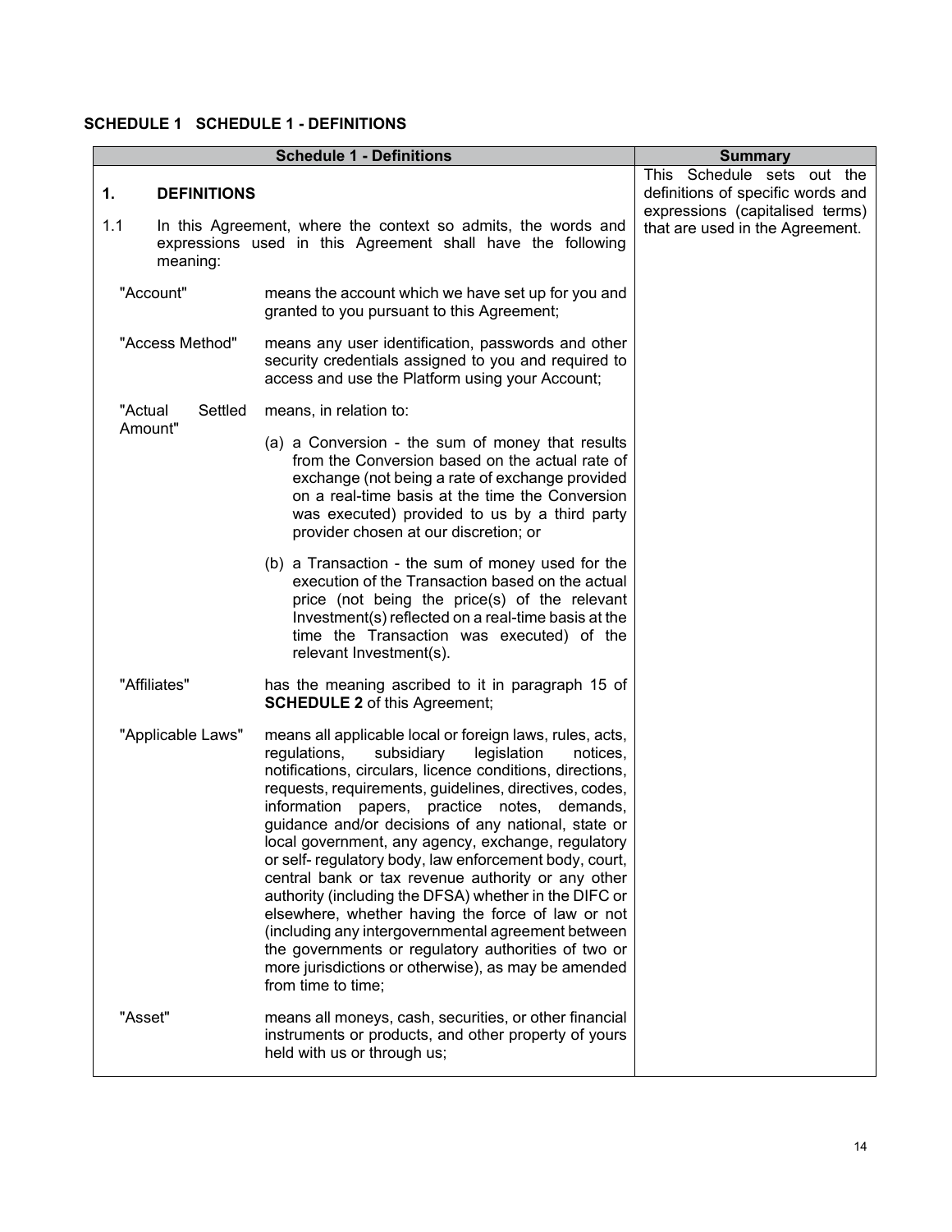## SCHEDULE 1 SCHEDULE 1 - DEFINITIONS

| Schedule 1 - Definitions | Summary |
|---|---|
| **1. DEFINITIONS**<br><br>1.1 In this Agreement, where the context so admits, the words and expressions used in this Agreement shall have the following meaning:<br><br>"Account" means the account which we have set up for you and granted to you pursuant to this Agreement;<br><br>"Access Method" means any user identification, passwords and other security credentials assigned to you and required to access and use the Platform using your Account;<br><br>"Actual Settled Amount" means, in relation to:<br><br>(a) a Conversion - the sum of money that results from the Conversion based on the actual rate of exchange (not being a rate of exchange provided on a real-time basis at the time the Conversion was executed) provided to us by a third party provider chosen at our discretion; or<br><br>(b) a Transaction - the sum of money used for the execution of the Transaction based on the actual price (not being the price(s) of the relevant Investment(s) reflected on a real-time basis at the time the Transaction was executed) of the relevant Investment(s).<br><br>"Affiliates" has the meaning ascribed to it in paragraph 15 of **SCHEDULE 2** of this Agreement;<br><br>"Applicable Laws" means all applicable local or foreign laws, rules, acts, regulations, subsidiary legislation notices, notifications, circulars, licence conditions, directions, requests, requirements, guidelines, directives, codes, information papers, practice notes, demands, guidance and/or decisions of any national, state or local government, any agency, exchange, regulatory or self- regulatory body, law enforcement body, court, central bank or tax revenue authority or any other authority (including the DFSA) whether in the DIFC or elsewhere, whether having the force of law or not (including any intergovernmental agreement between the governments or regulatory authorities of two or more jurisdictions or otherwise), as may be amended from time to time;<br><br>"Asset" means all moneys, cash, securities, or other financial instruments or products, and other property of yours held with us or through us; | This Schedule sets out the definitions of specific words and expressions (capitalised terms) that are used in the Agreement. |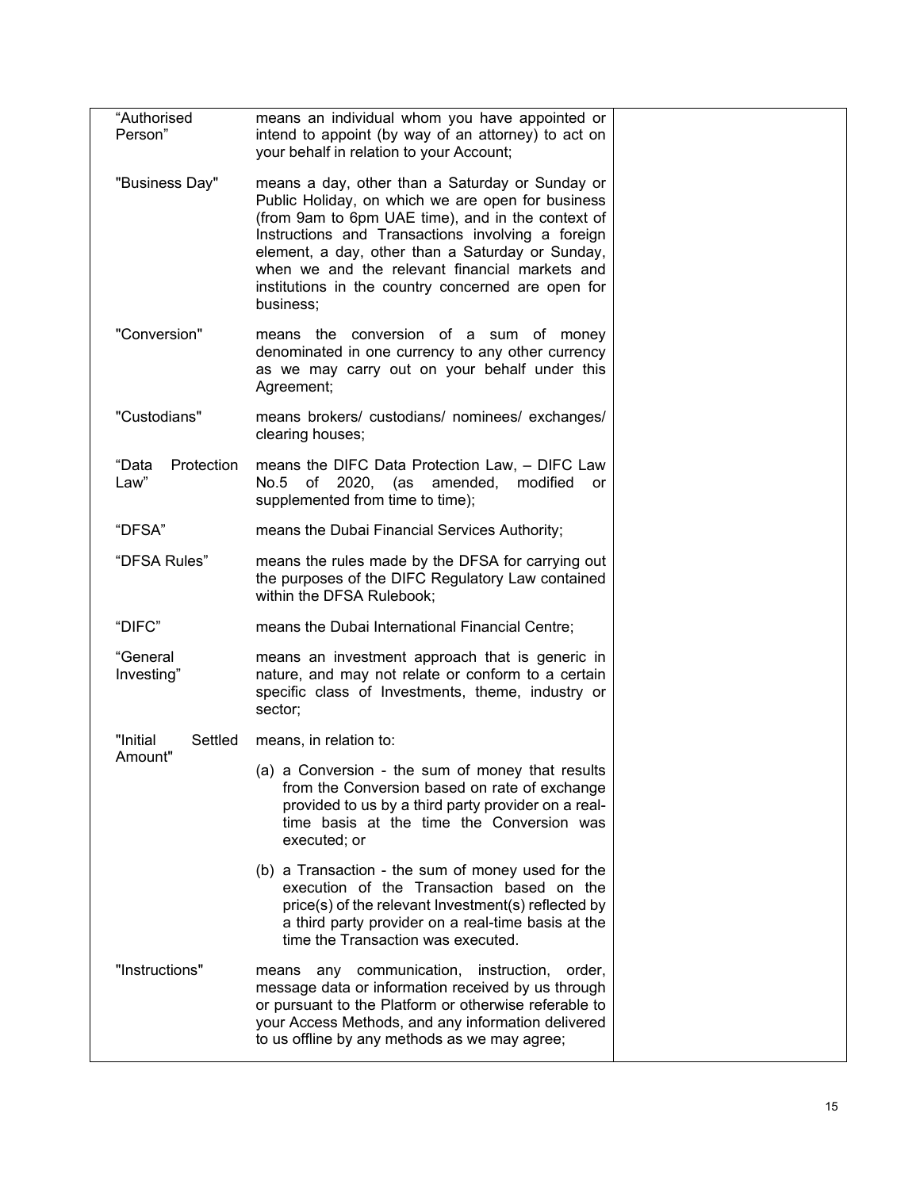| | | |
|---|---|---|
| "Authorised Person" | means an individual whom you have appointed or intend to appoint (by way of an attorney) to act on your behalf in relation to your Account; | |
| "Business Day" | means a day, other than a Saturday or Sunday or Public Holiday, on which we are open for business (from 9am to 6pm UAE time), and in the context of Instructions and Transactions involving a foreign element, a day, other than a Saturday or Sunday, when we and the relevant financial markets and institutions in the country concerned are open for business; | |
| "Conversion" | means the conversion of a sum of money denominated in one currency to any other currency as we may carry out on your behalf under this Agreement; | |
| "Custodians" | means brokers/ custodians/ nominees/ exchanges/ clearing houses; | |
| "Data Protection Law" | means the DIFC Data Protection Law, – DIFC Law No.5 of 2020, (as amended, modified or supplemented from time to time); | |
| "DFSA" | means the Dubai Financial Services Authority; | |
| "DFSA Rules" | means the rules made by the DFSA for carrying out the purposes of the DIFC Regulatory Law contained within the DFSA Rulebook; | |
| "DIFC" | means the Dubai International Financial Centre; | |
| "General Investing" | means an investment approach that is generic in nature, and may not relate or conform to a certain specific class of Investments, theme, industry or sector; | |
| "Initial Settled Amount" | means, in relation to:<br>(a) a Conversion - the sum of money that results from the Conversion based on rate of exchange provided to us by a third party provider on a real-time basis at the time the Conversion was executed; or<br>(b) a Transaction - the sum of money used for the execution of the Transaction based on the price(s) of the relevant Investment(s) reflected by a third party provider on a real-time basis at the time the Transaction was executed. | |
| "Instructions" | means any communication, instruction, order, message data or information received by us through or pursuant to the Platform or otherwise referable to your Access Methods, and any information delivered to us offline by any methods as we may agree; | |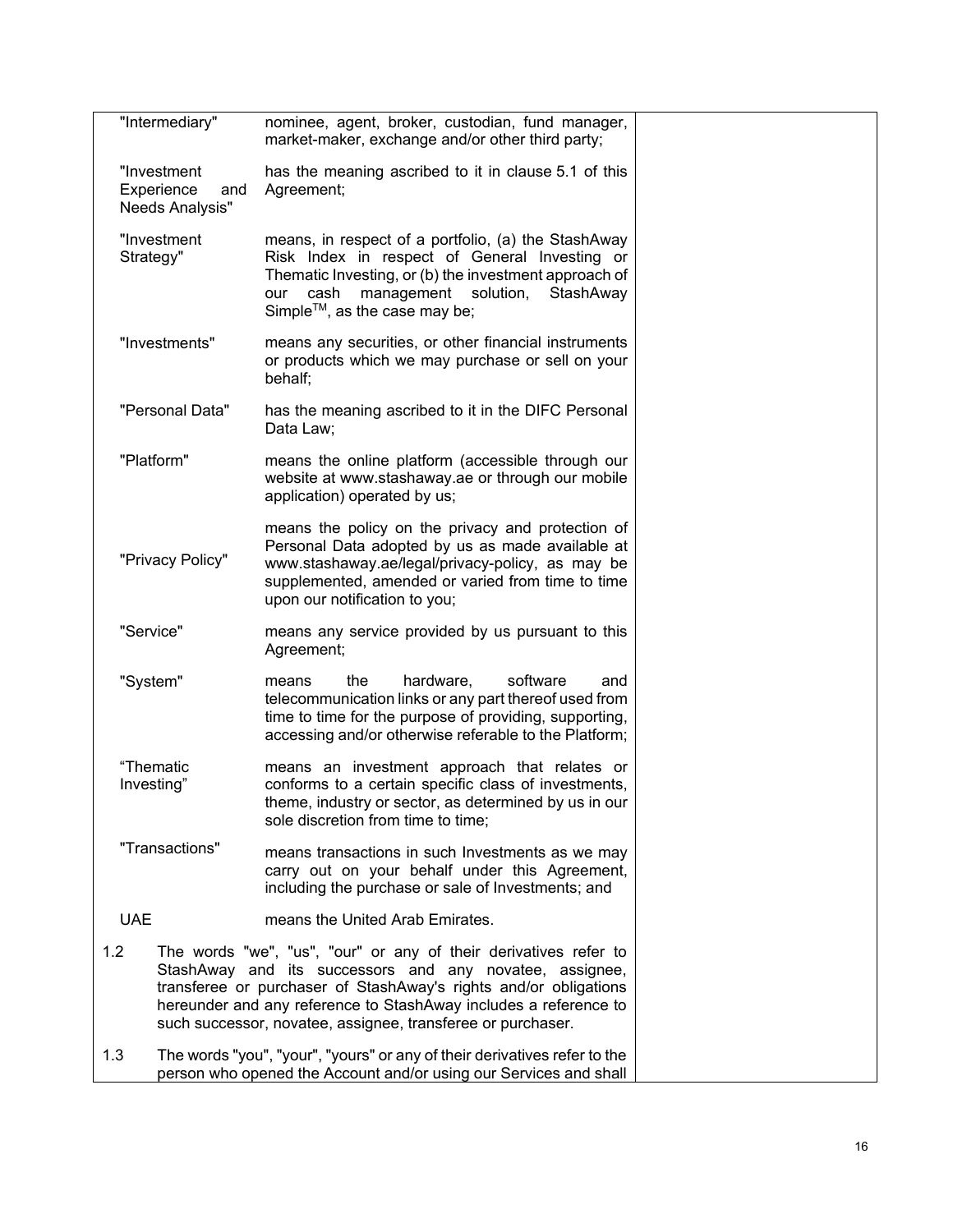| | | |
|---|---|---|
| "Intermediary" | nominee, agent, broker, custodian, fund manager, market-maker, exchange and/or other third party; | |
| "Investment Experience and Needs Analysis" | has the meaning ascribed to it in clause 5.1 of this Agreement; | |
| "Investment Strategy" | means, in respect of a portfolio, (a) the StashAway Risk Index in respect of General Investing or Thematic Investing, or (b) the investment approach of our cash management solution, StashAway Simple™, as the case may be; | |
| "Investments" | means any securities, or other financial instruments or products which we may purchase or sell on your behalf; | |
| "Personal Data" | has the meaning ascribed to it in the DIFC Personal Data Law; | |
| "Platform" | means the online platform (accessible through our website at www.stashaway.ae or through our mobile application) operated by us; | |
| "Privacy Policy" | means the policy on the privacy and protection of Personal Data adopted by us as made available at www.stashaway.ae/legal/privacy-policy, as may be supplemented, amended or varied from time to time upon our notification to you; | |
| "Service" | means any service provided by us pursuant to this Agreement; | |
| "System" | means the hardware, software and telecommunication links or any part thereof used from time to time for the purpose of providing, supporting, accessing and/or otherwise referable to the Platform; | |
| "Thematic Investing" | means an investment approach that relates or conforms to a certain specific class of investments, theme, industry or sector, as determined by us in our sole discretion from time to time; | |
| "Transactions" | means transactions in such Investments as we may carry out on your behalf under this Agreement, including the purchase or sale of Investments; and | |
| UAE | means the United Arab Emirates. | |

1.2 The words "we", "us", "our" or any of their derivatives refer to StashAway and its successors and any novatee, assignee, transferee or purchaser of StashAway's rights and/or obligations hereunder and any reference to StashAway includes a reference to such successor, novatee, assignee, transferee or purchaser.

1.3 The words "you", "your", "yours" or any of their derivatives refer to the person who opened the Account and/or using our Services and shall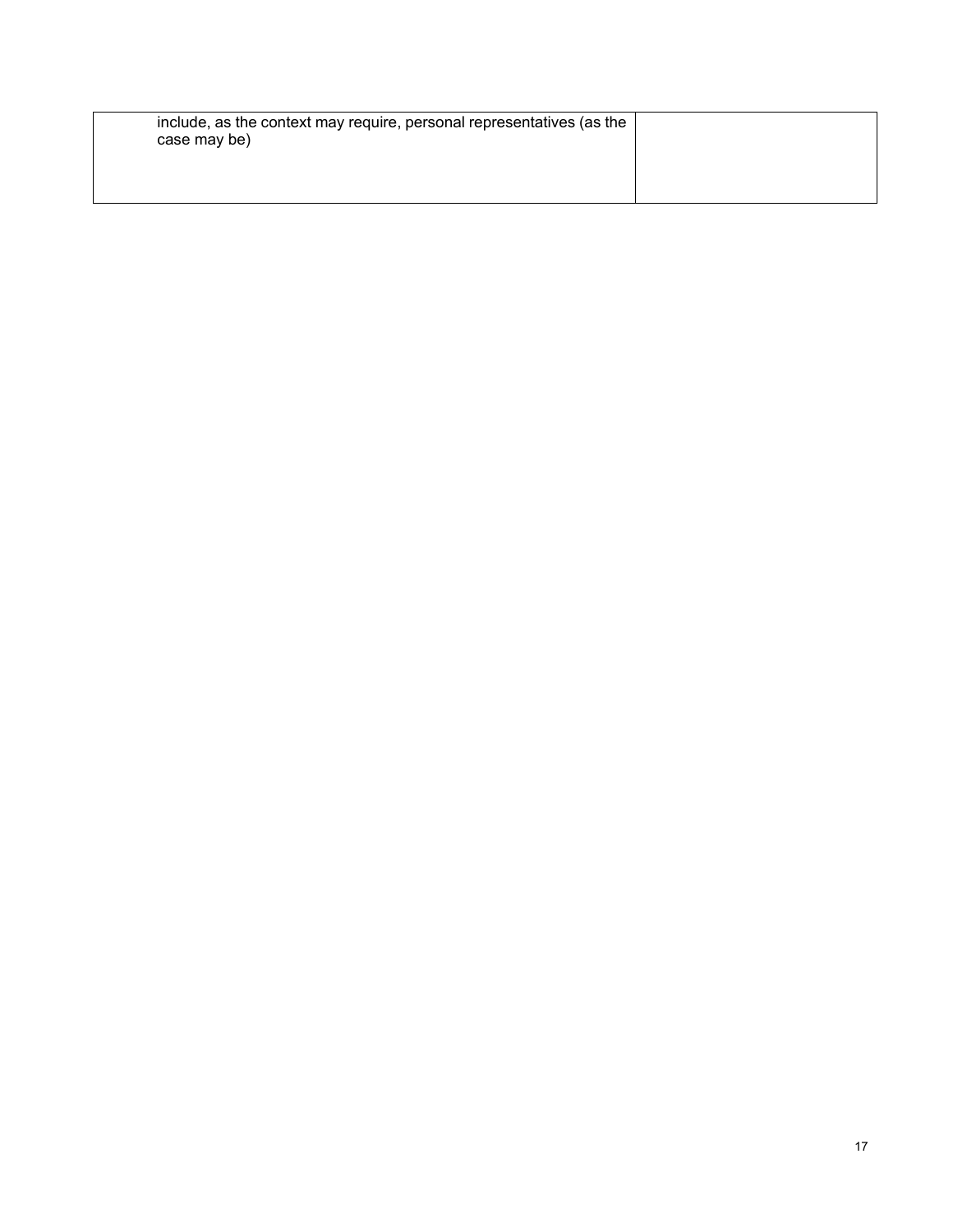| include, as the context may require, personal representatives (as the case may be) | |
|---|---|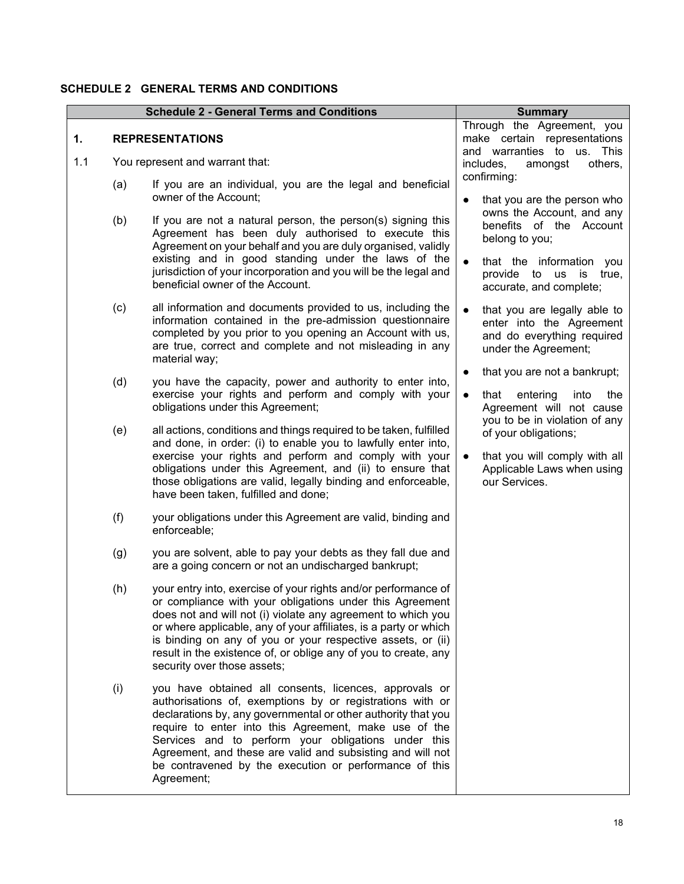## SCHEDULE 2 GENERAL TERMS AND CONDITIONS

| Schedule 2 - General Terms and Conditions | Summary |
|---|---|
| **1. REPRESENTATIONS**<br><br>1.1 You represent and warrant that:<br><br>(a) If you are an individual, you are the legal and beneficial owner of the Account;<br><br>(b) If you are not a natural person, the person(s) signing this Agreement has been duly authorised to execute this Agreement on your behalf and you are duly organised, validly existing and in good standing under the laws of the jurisdiction of your incorporation and you will be the legal and beneficial owner of the Account.<br><br>(c) all information and documents provided to us, including the information contained in the pre-admission questionnaire completed by you prior to you opening an Account with us, are true, correct and complete and not misleading in any material way;<br><br>(d) you have the capacity, power and authority to enter into, exercise your rights and perform and comply with your obligations under this Agreement;<br><br>(e) all actions, conditions and things required to be taken, fulfilled and done, in order: (i) to enable you to lawfully enter into, exercise your rights and perform and comply with your obligations under this Agreement, and (ii) to ensure that those obligations are valid, legally binding and enforceable, have been taken, fulfilled and done;<br><br>(f) your obligations under this Agreement are valid, binding and enforceable;<br><br>(g) you are solvent, able to pay your debts as they fall due and are a going concern or not an undischarged bankrupt;<br><br>(h) your entry into, exercise of your rights and/or performance of or compliance with your obligations under this Agreement does not and will not (i) violate any agreement to which you or where applicable, any of your affiliates, is a party or which is binding on any of you or your respective assets, or (ii) result in the existence of, or oblige any of you to create, any security over those assets;<br><br>(i) you have obtained all consents, licences, approvals or authorisations of, exemptions by or registrations with or declarations by, any governmental or other authority that you require to enter into this Agreement, make use of the Services and to perform your obligations under this Agreement, and these are valid and subsisting and will not be contravened by the execution or performance of this Agreement; | Through the Agreement, you make certain representations and warranties to us. This includes, amongst others, confirming:<br><br>● that you are the person who owns the Account, and any benefits of the Account belong to you;<br><br>● that the information you provide to us is true, accurate, and complete;<br><br>● that you are legally able to enter into the Agreement and do everything required under the Agreement;<br><br>● that you are not a bankrupt;<br><br>● that entering into the Agreement will not cause you to be in violation of any of your obligations;<br><br>● that you will comply with all Applicable Laws when using our Services. |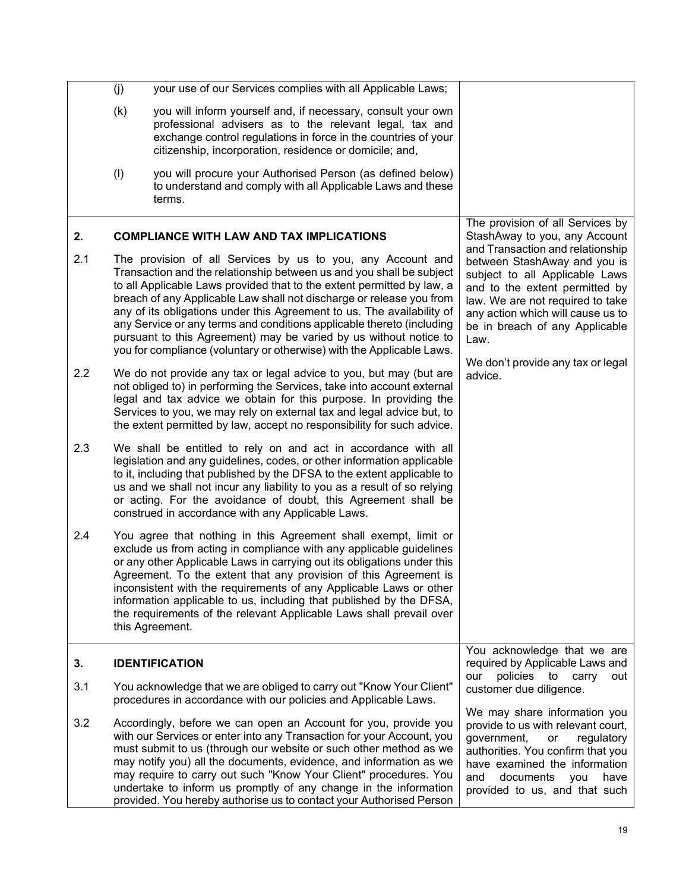| | |
|---|---|
| (j) your use of our Services complies with all Applicable Laws;<br><br>(k) you will inform yourself and, if necessary, consult your own professional advisers as to the relevant legal, tax and exchange control regulations in force in the countries of your citizenship, incorporation, residence or domicile; and,<br><br>(l) you will procure your Authorised Person (as defined below) to understand and comply with all Applicable Laws and these terms. | |
| **2. COMPLIANCE WITH LAW AND TAX IMPLICATIONS**<br><br>2.1 The provision of all Services by us to you, any Account and Transaction and the relationship between us and you shall be subject to all Applicable Laws provided that to the extent permitted by law, a breach of any Applicable Law shall not discharge or release you from any of its obligations under this Agreement to us. The availability of any Service or any terms and conditions applicable thereto (including pursuant to this Agreement) may be varied by us without notice to you for compliance (voluntary or otherwise) with the Applicable Laws.<br><br>2.2 We do not provide any tax or legal advice to you, but may (but are not obliged to) in performing the Services, take into account external legal and tax advice we obtain for this purpose. In providing the Services to you, we may rely on external tax and legal advice but, to the extent permitted by law, accept no responsibility for such advice.<br><br>2.3 We shall be entitled to rely on and act in accordance with all legislation and any guidelines, codes, or other information applicable to it, including that published by the DFSA to the extent applicable to us and we shall not incur any liability to you as a result of so relying or acting. For the avoidance of doubt, this Agreement shall be construed in accordance with any Applicable Laws.<br><br>2.4 You agree that nothing in this Agreement shall exempt, limit or exclude us from acting in compliance with any applicable guidelines or any other Applicable Laws in carrying out its obligations under this Agreement. To the extent that any provision of this Agreement is inconsistent with the requirements of any Applicable Laws or other information applicable to us, including that published by the DFSA, the requirements of the relevant Applicable Laws shall prevail over this Agreement. | The provision of all Services by StashAway to you, any Account and Transaction and relationship between StashAway and you is subject to all Applicable Laws and to the extent permitted by law. We are not required to take any action which will cause us to be in breach of any Applicable Law.<br><br>We don't provide any tax or legal advice. |
| **3. IDENTIFICATION**<br><br>3.1 You acknowledge that we are obliged to carry out "Know Your Client" procedures in accordance with our policies and Applicable Laws.<br><br>3.2 Accordingly, before we can open an Account for you, provide you with our Services or enter into any Transaction for your Account, you must submit to us (through our website or such other method as we may notify you) all the documents, evidence, and information as we may require to carry out such "Know Your Client" procedures. You undertake to inform us promptly of any change in the information provided. You hereby authorise us to contact your Authorised Person | You acknowledge that we are required by Applicable Laws and our policies to carry out customer due diligence.<br><br>We may share information you provide to us with relevant court, government, or regulatory authorities. You confirm that you have examined the information and documents you have provided to us, and that such |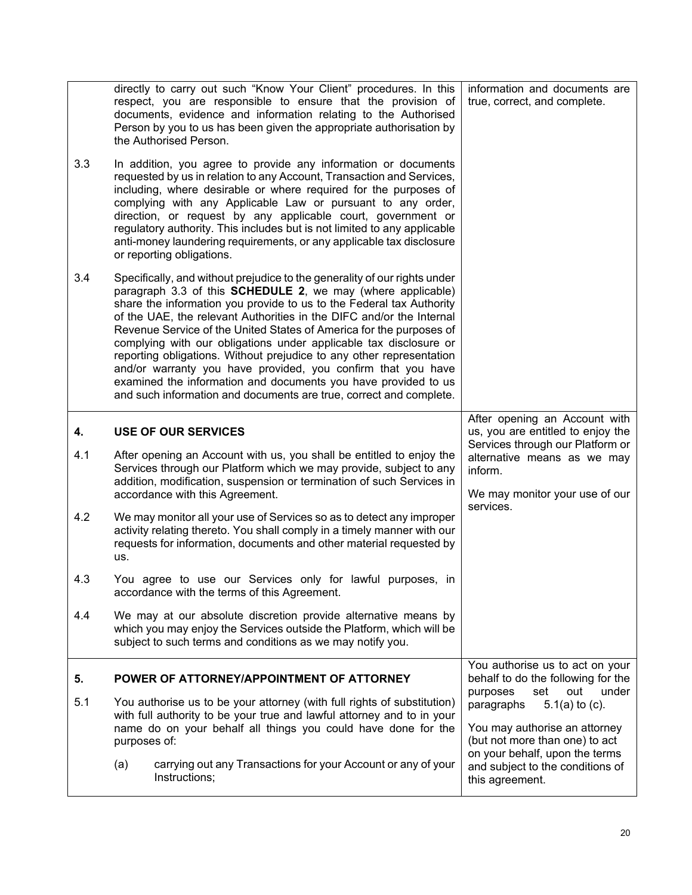| | |
|---|---|
| directly to carry out such "Know Your Client" procedures. In this respect, you are responsible to ensure that the provision of documents, evidence and information relating to the Authorised Person by you to us has been given the appropriate authorisation by the Authorised Person.<br><br>3.3 In addition, you agree to provide any information or documents requested by us in relation to any Account, Transaction and Services, including, where desirable or where required for the purposes of complying with any Applicable Law or pursuant to any order, direction, or request by any applicable court, government or regulatory authority. This includes but is not limited to any applicable anti-money laundering requirements, or any applicable tax disclosure or reporting obligations.<br><br>3.4 Specifically, and without prejudice to the generality of our rights under paragraph 3.3 of this **SCHEDULE 2**, we may (where applicable) share the information you provide to us to the Federal tax Authority of the UAE, the relevant Authorities in the DIFC and/or the Internal Revenue Service of the United States of America for the purposes of complying with our obligations under applicable tax disclosure or reporting obligations. Without prejudice to any other representation and/or warranty you have provided, you confirm that you have examined the information and documents you have provided to us and such information and documents are true, correct and complete. | information and documents are true, correct, and complete. |
| **4. USE OF OUR SERVICES**<br><br>4.1 After opening an Account with us, you shall be entitled to enjoy the Services through our Platform which we may provide, subject to any addition, modification, suspension or termination of such Services in accordance with this Agreement.<br><br>4.2 We may monitor all your use of Services so as to detect any improper activity relating thereto. You shall comply in a timely manner with our requests for information, documents and other material requested by us.<br><br>4.3 You agree to use our Services only for lawful purposes, in accordance with the terms of this Agreement.<br><br>4.4 We may at our absolute discretion provide alternative means by which you may enjoy the Services outside the Platform, which will be subject to such terms and conditions as we may notify you. | After opening an Account with us, you are entitled to enjoy the Services through our Platform or alternative means as we may inform.<br><br>We may monitor your use of our services. |
| **5. POWER OF ATTORNEY/APPOINTMENT OF ATTORNEY**<br><br>5.1 You authorise us to be your attorney (with full rights of substitution) with full authority to be your true and lawful attorney and to in your name do on your behalf all things you could have done for the purposes of:<br><br>(a) carrying out any Transactions for your Account or any of your Instructions; | You authorise us to act on your behalf to do the following for the purposes set out under paragraphs 5.1(a) to (c).<br><br>You may authorise an attorney (but not more than one) to act on your behalf, upon the terms and subject to the conditions of this agreement. |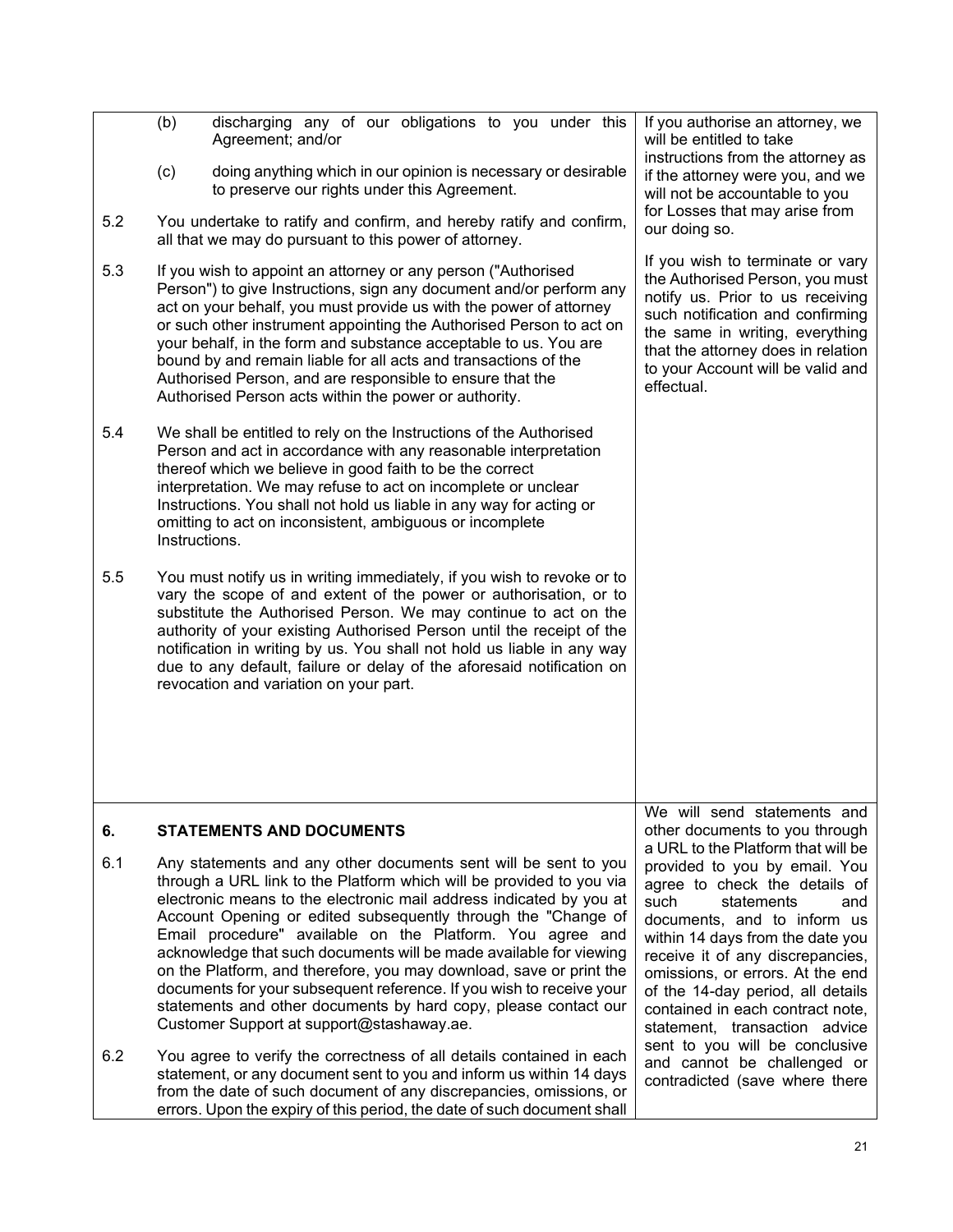| | |
|---|---|
| (b) discharging any of our obligations to you under this Agreement; and/or<br><br>(c) doing anything which in our opinion is necessary or desirable to preserve our rights under this Agreement.<br><br>5.2 You undertake to ratify and confirm, and hereby ratify and confirm, all that we may do pursuant to this power of attorney.<br><br>5.3 If you wish to appoint an attorney or any person ("Authorised Person") to give Instructions, sign any document and/or perform any act on your behalf, you must provide us with the power of attorney or such other instrument appointing the Authorised Person to act on your behalf, in the form and substance acceptable to us. You are bound by and remain liable for all acts and transactions of the Authorised Person, and are responsible to ensure that the Authorised Person acts within the power or authority.<br><br>5.4 We shall be entitled to rely on the Instructions of the Authorised Person and act in accordance with any reasonable interpretation thereof which we believe in good faith to be the correct interpretation. We may refuse to act on incomplete or unclear Instructions. You shall not hold us liable in any way for acting or omitting to act on inconsistent, ambiguous or incomplete Instructions.<br><br>5.5 You must notify us in writing immediately, if you wish to revoke or to vary the scope of and extent of the power or authorisation, or to substitute the Authorised Person. We may continue to act on the authority of your existing Authorised Person until the receipt of the notification in writing by us. You shall not hold us liable in any way due to any default, failure or delay of the aforesaid notification on revocation and variation on your part. | If you authorise an attorney, we will be entitled to take instructions from the attorney as if the attorney were you, and we will not be accountable to you for Losses that may arise from our doing so.<br><br>If you wish to terminate or vary the Authorised Person, you must notify us. Prior to us receiving such notification and confirming the same in writing, everything that the attorney does in relation to your Account will be valid and effectual. |
| **6. STATEMENTS AND DOCUMENTS**<br><br>6.1 Any statements and any other documents sent will be sent to you through a URL link to the Platform which will be provided to you via electronic means to the electronic mail address indicated by you at Account Opening or edited subsequently through the "Change of Email procedure" available on the Platform. You agree and acknowledge that such documents will be made available for viewing on the Platform, and therefore, you may download, save or print the documents for your subsequent reference. If you wish to receive your statements and other documents by hard copy, please contact our Customer Support at support@stashaway.ae.<br><br>6.2 You agree to verify the correctness of all details contained in each statement, or any document sent to you and inform us within 14 days from the date of such document of any discrepancies, omissions, or errors. Upon the expiry of this period, the date of such document shall | We will send statements and other documents to you through a URL to the Platform that will be provided to you by email. You agree to check the details of such statements and documents, and to inform us within 14 days from the date you receive it of any discrepancies, omissions, or errors. At the end of the 14-day period, all details contained in each contract note, statement, transaction advice sent to you will be conclusive and cannot be challenged or contradicted (save where there |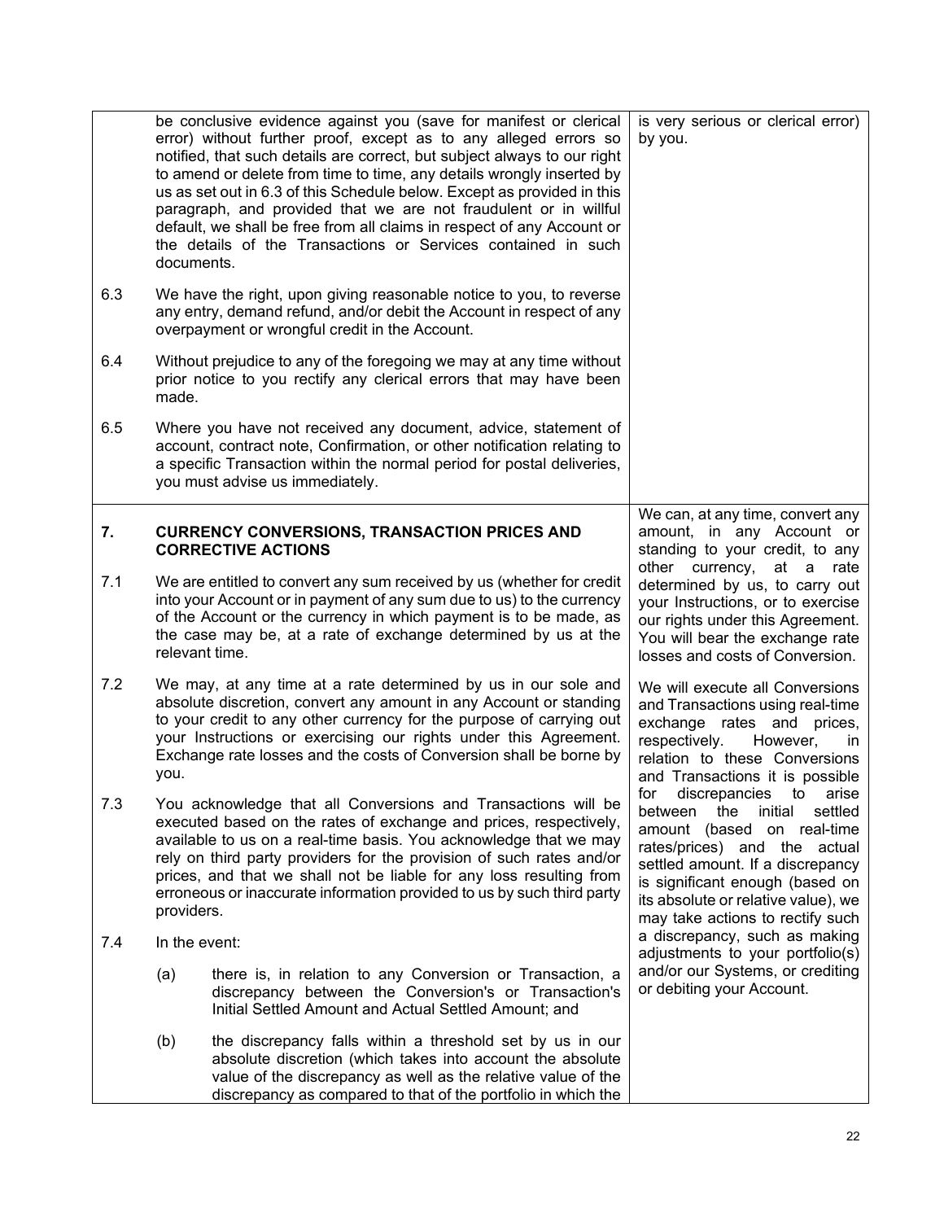| | | |
|---|---|---|
| | be conclusive evidence against you (save for manifest or clerical error) without further proof, except as to any alleged errors so notified, that such details are correct, but subject always to our right to amend or delete from time to time, any details wrongly inserted by us as set out in 6.3 of this Schedule below. Except as provided in this paragraph, and provided that we are not fraudulent or in willful default, we shall be free from all claims in respect of any Account or the details of the Transactions or Services contained in such documents. | is very serious or clerical error) by you. |
| 6.3 | We have the right, upon giving reasonable notice to you, to reverse any entry, demand refund, and/or debit the Account in respect of any overpayment or wrongful credit in the Account. | |
| 6.4 | Without prejudice to any of the foregoing we may at any time without prior notice to you rectify any clerical errors that may have been made. | |
| 6.5 | Where you have not received any document, advice, statement of account, contract note, Confirmation, or other notification relating to a specific Transaction within the normal period for postal deliveries, you must advise us immediately. | |
| **7.** | **CURRENCY CONVERSIONS, TRANSACTION PRICES AND CORRECTIVE ACTIONS** | We can, at any time, convert any amount, in any Account or standing to your credit, to any other currency, at a rate determined by us, to carry out your Instructions, or to exercise our rights under this Agreement. You will bear the exchange rate losses and costs of Conversion. |
| 7.1 | We are entitled to convert any sum received by us (whether for credit into your Account or in payment of any sum due to us) to the currency of the Account or the currency in which payment is to be made, as the case may be, at a rate of exchange determined by us at the relevant time. | |
| 7.2 | We may, at any time at a rate determined by us in our sole and absolute discretion, convert any amount in any Account or standing to your credit to any other currency for the purpose of carrying out your Instructions or exercising our rights under this Agreement. Exchange rate losses and the costs of Conversion shall be borne by you. | We will execute all Conversions and Transactions using real-time exchange rates and prices, respectively. However, in relation to these Conversions and Transactions it is possible for discrepancies to arise between the initial settled amount (based on real-time rates/prices) and the actual settled amount. If a discrepancy is significant enough (based on its absolute or relative value), we may take actions to rectify such a discrepancy, such as making adjustments to your portfolio(s) and/or our Systems, or crediting or debiting your Account. |
| 7.3 | You acknowledge that all Conversions and Transactions will be executed based on the rates of exchange and prices, respectively, available to us on a real-time basis. You acknowledge that we may rely on third party providers for the provision of such rates and/or prices, and that we shall not be liable for any loss resulting from erroneous or inaccurate information provided to us by such third party providers. | |
| 7.4 | In the event:<br><br>(a) there is, in relation to any Conversion or Transaction, a discrepancy between the Conversion's or Transaction's Initial Settled Amount and Actual Settled Amount; and<br><br>(b) the discrepancy falls within a threshold set by us in our absolute discretion (which takes into account the absolute value of the discrepancy as well as the relative value of the discrepancy as compared to that of the portfolio in which the | |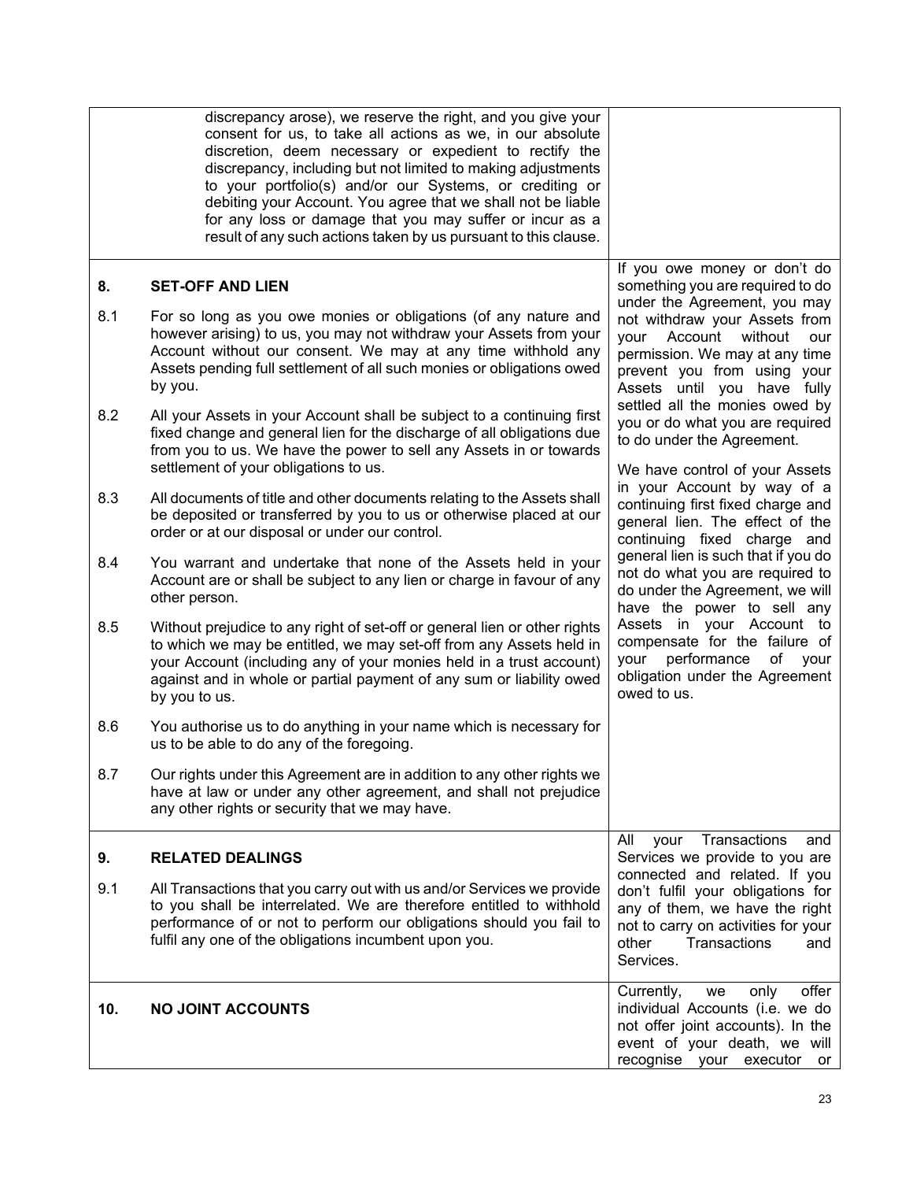| | | |
|---|---|---|
| | discrepancy arose), we reserve the right, and you give your consent for us, to take all actions as we, in our absolute discretion, deem necessary or expedient to rectify the discrepancy, including but not limited to making adjustments to your portfolio(s) and/or our Systems, or crediting or debiting your Account. You agree that we shall not be liable for any loss or damage that you may suffer or incur as a result of any such actions taken by us pursuant to this clause. | |
| **8.** | **SET-OFF AND LIEN** | If you owe money or don't do something you are required to do under the Agreement, you may not withdraw your Assets from your Account without our permission. We may at any time prevent you from using your Assets until you have fully settled all the monies owed by you or do what you are required to do under the Agreement.<br><br>We have control of your Assets in your Account by way of a continuing first fixed charge and general lien. The effect of the continuing fixed charge and general lien is such that if you do not do what you are required to do under the Agreement, we will have the power to sell any Assets in your Account to compensate for the failure of your performance of your obligation under the Agreement owed to us. |
| 8.1 | For so long as you owe monies or obligations (of any nature and however arising) to us, you may not withdraw your Assets from your Account without our consent. We may at any time withhold any Assets pending full settlement of all such monies or obligations owed by you. | |
| 8.2 | All your Assets in your Account shall be subject to a continuing first fixed change and general lien for the discharge of all obligations due from you to us. We have the power to sell any Assets in or towards settlement of your obligations to us. | |
| 8.3 | All documents of title and other documents relating to the Assets shall be deposited or transferred by you to us or otherwise placed at our order or at our disposal or under our control. | |
| 8.4 | You warrant and undertake that none of the Assets held in your Account are or shall be subject to any lien or charge in favour of any other person. | |
| 8.5 | Without prejudice to any right of set-off or general lien or other rights to which we may be entitled, we may set-off from any Assets held in your Account (including any of your monies held in a trust account) against and in whole or partial payment of any sum or liability owed by you to us. | |
| 8.6 | You authorise us to do anything in your name which is necessary for us to be able to do any of the foregoing. | |
| 8.7 | Our rights under this Agreement are in addition to any other rights we have at law or under any other agreement, and shall not prejudice any other rights or security that we may have. | |
| **9.** | **RELATED DEALINGS** | All your Transactions and Services we provide to you are connected and related. If you don't fulfil your obligations for any of them, we have the right not to carry on activities for your other Transactions and Services. |
| 9.1 | All Transactions that you carry out with us and/or Services we provide to you shall be interrelated. We are therefore entitled to withhold performance of or not to perform our obligations should you fail to fulfil any one of the obligations incumbent upon you. | |
| **10.** | **NO JOINT ACCOUNTS** | Currently, we only offer individual Accounts (i.e. we do not offer joint accounts). In the event of your death, we will recognise your executor or |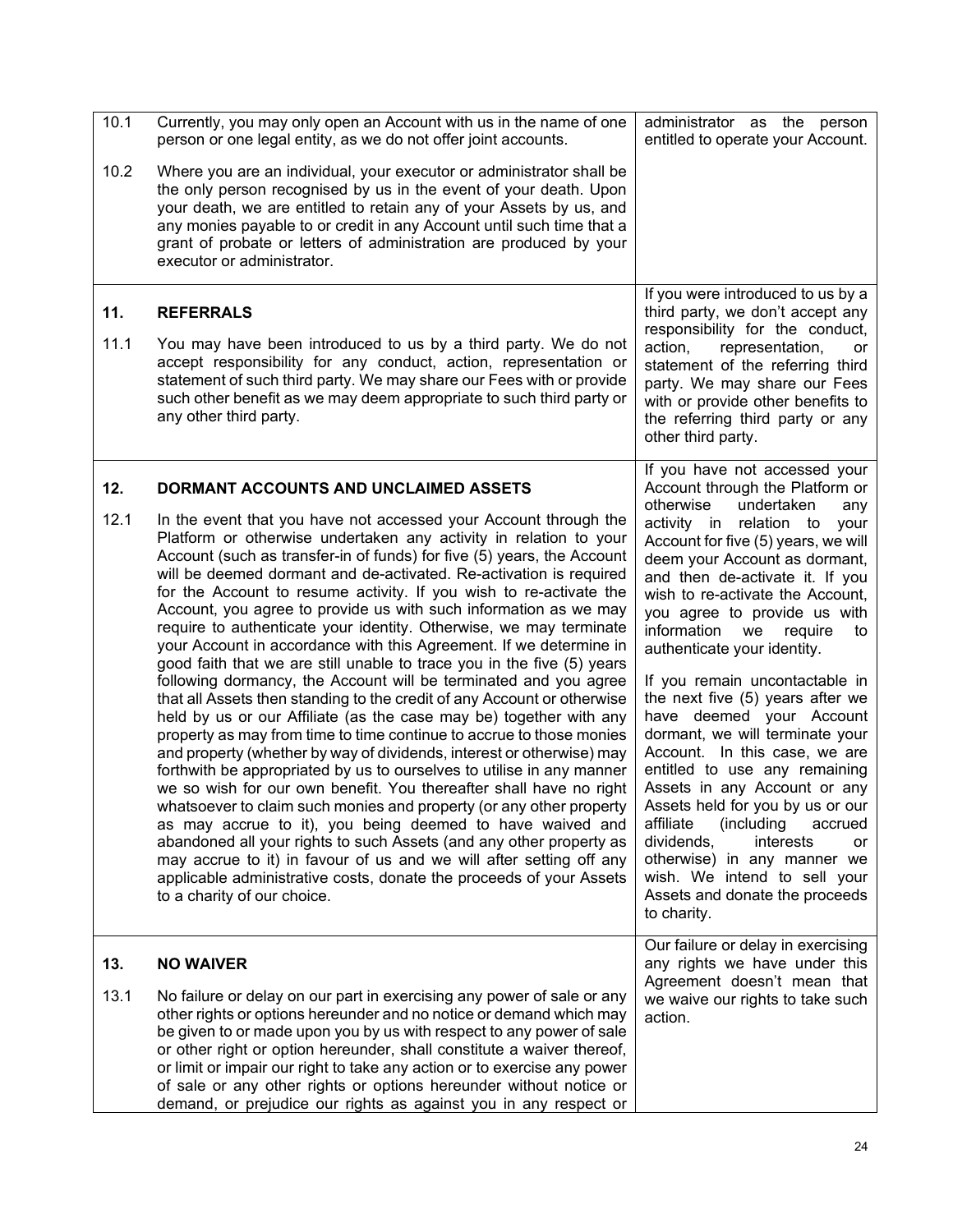| | | |
|---|---|---|
| 10.1 | Currently, you may only open an Account with us in the name of one person or one legal entity, as we do not offer joint accounts. | administrator as the person entitled to operate your Account. |
| 10.2 | Where you are an individual, your executor or administrator shall be the only person recognised by us in the event of your death. Upon your death, we are entitled to retain any of your Assets by us, and any monies payable to or credit in any Account until such time that a grant of probate or letters of administration are produced by your executor or administrator. | |
| **11.** | **REFERRALS** | If you were introduced to us by a third party, we don't accept any responsibility for the conduct, action, representation, or statement of the referring third party. We may share our Fees with or provide other benefits to the referring third party or any other third party. |
| 11.1 | You may have been introduced to us by a third party. We do not accept responsibility for any conduct, action, representation or statement of such third party. We may share our Fees with or provide such other benefit as we may deem appropriate to such third party or any other third party. | |
| **12.** | **DORMANT ACCOUNTS AND UNCLAIMED ASSETS** | If you have not accessed your Account through the Platform or otherwise undertaken any activity in relation to your Account for five (5) years, we will deem your Account as dormant, and then de-activate it. If you wish to re-activate the Account, you agree to provide us with information we require to authenticate your identity.<br><br>If you remain uncontactable in the next five (5) years after we have deemed your Account dormant, we will terminate your Account. In this case, we are entitled to use any remaining Assets in any Account or any Assets held for you by us or our affiliate (including accrued dividends, interests or otherwise) in any manner we wish. We intend to sell your Assets and donate the proceeds to charity. |
| 12.1 | In the event that you have not accessed your Account through the Platform or otherwise undertaken any activity in relation to your Account (such as transfer-in of funds) for five (5) years, the Account will be deemed dormant and de-activated. Re-activation is required for the Account to resume activity. If you wish to re-activate the Account, you agree to provide us with such information as we may require to authenticate your identity. Otherwise, we may terminate your Account in accordance with this Agreement. If we determine in good faith that we are still unable to trace you in the five (5) years following dormancy, the Account will be terminated and you agree that all Assets then standing to the credit of any Account or otherwise held by us or our Affiliate (as the case may be) together with any property as may from time to time continue to accrue to those monies and property (whether by way of dividends, interest or otherwise) may forthwith be appropriated by us to ourselves to utilise in any manner we so wish for our own benefit. You thereafter shall have no right whatsoever to claim such monies and property (or any other property as may accrue to it), you being deemed to have waived and abandoned all your rights to such Assets (and any other property as may accrue to it) in favour of us and we will after setting off any applicable administrative costs, donate the proceeds of your Assets to a charity of our choice. | |
| **13.** | **NO WAIVER** | Our failure or delay in exercising any rights we have under this Agreement doesn't mean that we waive our rights to take such action. |
| 13.1 | No failure or delay on our part in exercising any power of sale or any other rights or options hereunder and no notice or demand which may be given to or made upon you by us with respect to any power of sale or other right or option hereunder, shall constitute a waiver thereof, or limit or impair our right to take any action or to exercise any power of sale or any other rights or options hereunder without notice or demand, or prejudice our rights as against you in any respect or | |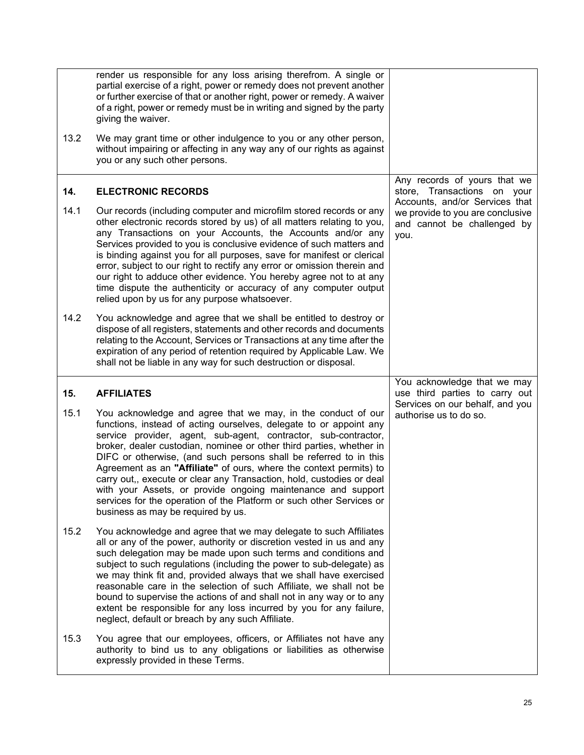| | | |
|---|---|---|
| | render us responsible for any loss arising therefrom. A single or partial exercise of a right, power or remedy does not prevent another or further exercise of that or another right, power or remedy. A waiver of a right, power or remedy must be in writing and signed by the party giving the waiver. | |
| 13.2 | We may grant time or other indulgence to you or any other person, without impairing or affecting in any way any of our rights as against you or any such other persons. | |
| **14.** | **ELECTRONIC RECORDS** | Any records of yours that we store, Transactions on your Accounts, and/or Services that we provide to you are conclusive and cannot be challenged by you. |
| 14.1 | Our records (including computer and microfilm stored records or any other electronic records stored by us) of all matters relating to you, any Transactions on your Accounts, the Accounts and/or any Services provided to you is conclusive evidence of such matters and is binding against you for all purposes, save for manifest or clerical error, subject to our right to rectify any error or omission therein and our right to adduce other evidence. You hereby agree not to at any time dispute the authenticity or accuracy of any computer output relied upon by us for any purpose whatsoever. | |
| 14.2 | You acknowledge and agree that we shall be entitled to destroy or dispose of all registers, statements and other records and documents relating to the Account, Services or Transactions at any time after the expiration of any period of retention required by Applicable Law. We shall not be liable in any way for such destruction or disposal. | |
| **15.** | **AFFILIATES** | You acknowledge that we may use third parties to carry out Services on our behalf, and you authorise us to do so. |
| 15.1 | You acknowledge and agree that we may, in the conduct of our functions, instead of acting ourselves, delegate to or appoint any service provider, agent, sub-agent, contractor, sub-contractor, broker, dealer custodian, nominee or other third parties, whether in DIFC or otherwise, (and such persons shall be referred to in this Agreement as an **"Affiliate"** of ours, where the context permits) to carry out,, execute or clear any Transaction, hold, custodies or deal with your Assets, or provide ongoing maintenance and support services for the operation of the Platform or such other Services or business as may be required by us. | |
| 15.2 | You acknowledge and agree that we may delegate to such Affiliates all or any of the power, authority or discretion vested in us and any such delegation may be made upon such terms and conditions and subject to such regulations (including the power to sub-delegate) as we may think fit and, provided always that we shall have exercised reasonable care in the selection of such Affiliate, we shall not be bound to supervise the actions of and shall not in any way or to any extent be responsible for any loss incurred by you for any failure, neglect, default or breach by any such Affiliate. | |
| 15.3 | You agree that our employees, officers, or Affiliates not have any authority to bind us to any obligations or liabilities as otherwise expressly provided in these Terms. | |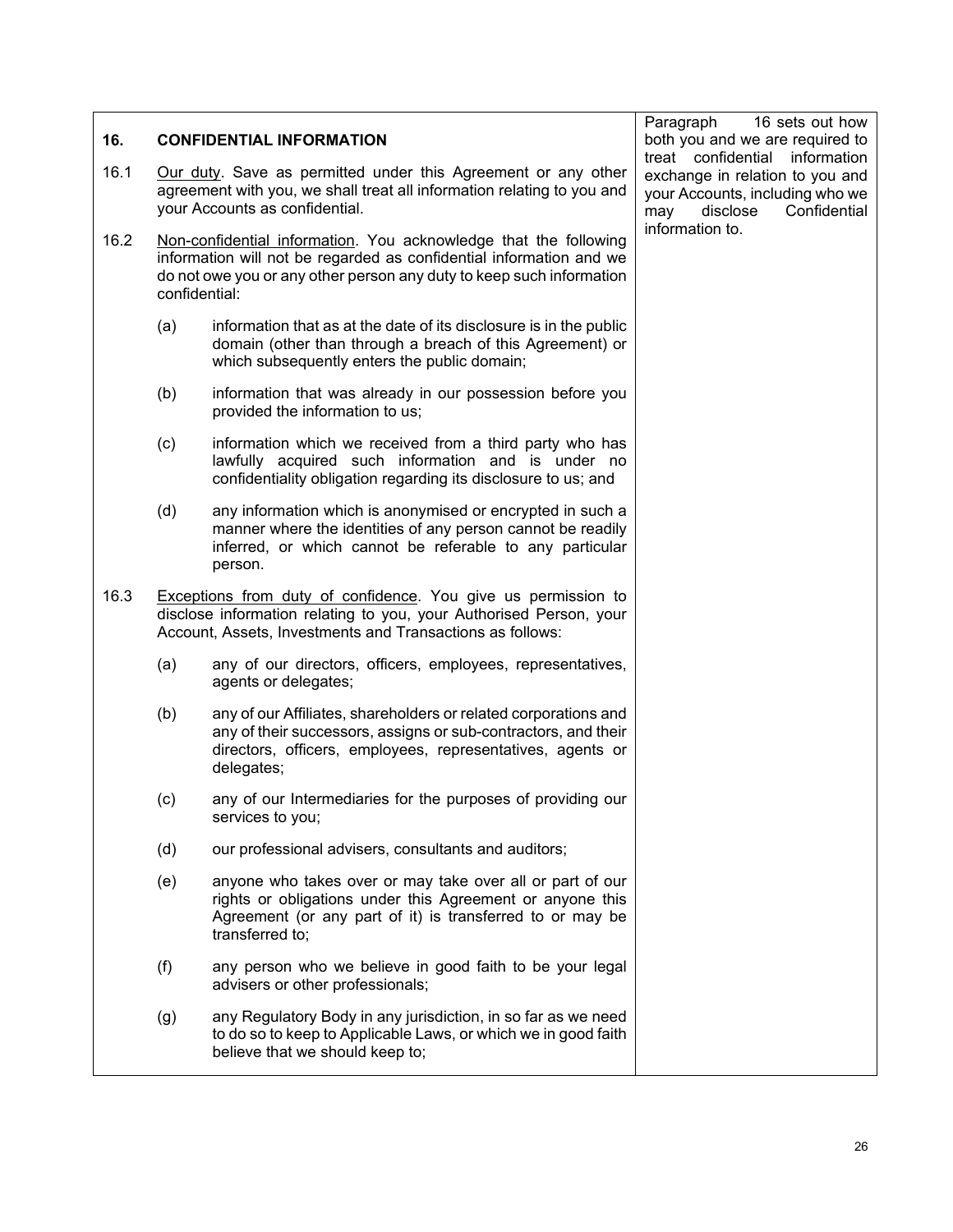## 16. CONFIDENTIAL INFORMATION

Paragraph 16 sets out how both you and we are required to treat confidential information exchange in relation to you and your Accounts, including who we may disclose Confidential information to.

16.1 Our duty. Save as permitted under this Agreement or any other agreement with you, we shall treat all information relating to you and your Accounts as confidential.

16.2 Non-confidential information. You acknowledge that the following information will not be regarded as confidential information and we do not owe you or any other person any duty to keep such information confidential:

(a) information that as at the date of its disclosure is in the public domain (other than through a breach of this Agreement) or which subsequently enters the public domain;

(b) information that was already in our possession before you provided the information to us;

(c) information which we received from a third party who has lawfully acquired such information and is under no confidentiality obligation regarding its disclosure to us; and

(d) any information which is anonymised or encrypted in such a manner where the identities of any person cannot be readily inferred, or which cannot be referable to any particular person.

16.3 Exceptions from duty of confidence. You give us permission to disclose information relating to you, your Authorised Person, your Account, Assets, Investments and Transactions as follows:

(a) any of our directors, officers, employees, representatives, agents or delegates;

(b) any of our Affiliates, shareholders or related corporations and any of their successors, assigns or sub-contractors, and their directors, officers, employees, representatives, agents or delegates;

(c) any of our Intermediaries for the purposes of providing our services to you;

(d) our professional advisers, consultants and auditors;

(e) anyone who takes over or may take over all or part of our rights or obligations under this Agreement or anyone this Agreement (or any part of it) is transferred to or may be transferred to;

(f) any person who we believe in good faith to be your legal advisers or other professionals;

(g) any Regulatory Body in any jurisdiction, in so far as we need to do so to keep to Applicable Laws, or which we in good faith believe that we should keep to;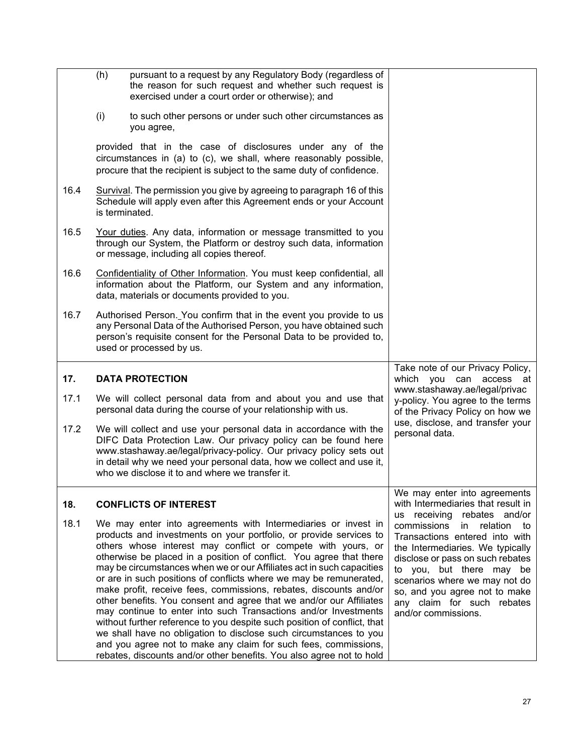| | | |
|---|---|---|
| | (h) pursuant to a request by any Regulatory Body (regardless of the reason for such request and whether such request is exercised under a court order or otherwise); and<br><br>(i) to such other persons or under such other circumstances as you agree,<br><br>provided that in the case of disclosures under any of the circumstances in (a) to (c), we shall, where reasonably possible, procure that the recipient is subject to the same duty of confidence. | |
| 16.4 | Survival. The permission you give by agreeing to paragraph 16 of this Schedule will apply even after this Agreement ends or your Account is terminated. | |
| 16.5 | Your duties. Any data, information or message transmitted to you through our System, the Platform or destroy such data, information or message, including all copies thereof. | |
| 16.6 | Confidentiality of Other Information. You must keep confidential, all information about the Platform, our System and any information, data, materials or documents provided to you. | |
| 16.7 | Authorised Person. You confirm that in the event you provide to us any Personal Data of the Authorised Person, you have obtained such person's requisite consent for the Personal Data to be provided to, used or processed by us. | |
| **17.** | **DATA PROTECTION** | Take note of our Privacy Policy, which you can access at www.stashaway.ae/legal/privacy-policy. You agree to the terms of the Privacy Policy on how we use, disclose, and transfer your personal data. |
| 17.1 | We will collect personal data from and about you and use that personal data during the course of your relationship with us. | |
| 17.2 | We will collect and use your personal data in accordance with the DIFC Data Protection Law. Our privacy policy can be found here www.stashaway.ae/legal/privacy-policy. Our privacy policy sets out in detail why we need your personal data, how we collect and use it, who we disclose it to and where we transfer it. | |
| **18.** | **CONFLICTS OF INTEREST** | We may enter into agreements with Intermediaries that result in us receiving rebates and/or commissions in relation to Transactions entered into with the Intermediaries. We typically disclose or pass on such rebates to you, but there may be scenarios where we may not do so, and you agree not to make any claim for such rebates and/or commissions. |
| 18.1 | We may enter into agreements with Intermediaries or invest in products and investments on your portfolio, or provide services to others whose interest may conflict or compete with yours, or otherwise be placed in a position of conflict. You agree that there may be circumstances when we or our Affiliates act in such capacities or are in such positions of conflicts where we may be remunerated, make profit, receive fees, commissions, rebates, discounts and/or other benefits. You consent and agree that we and/or our Affiliates may continue to enter into such Transactions and/or Investments without further reference to you despite such position of conflict, that we shall have no obligation to disclose such circumstances to you and you agree not to make any claim for such fees, commissions, rebates, discounts and/or other benefits. You also agree not to hold | |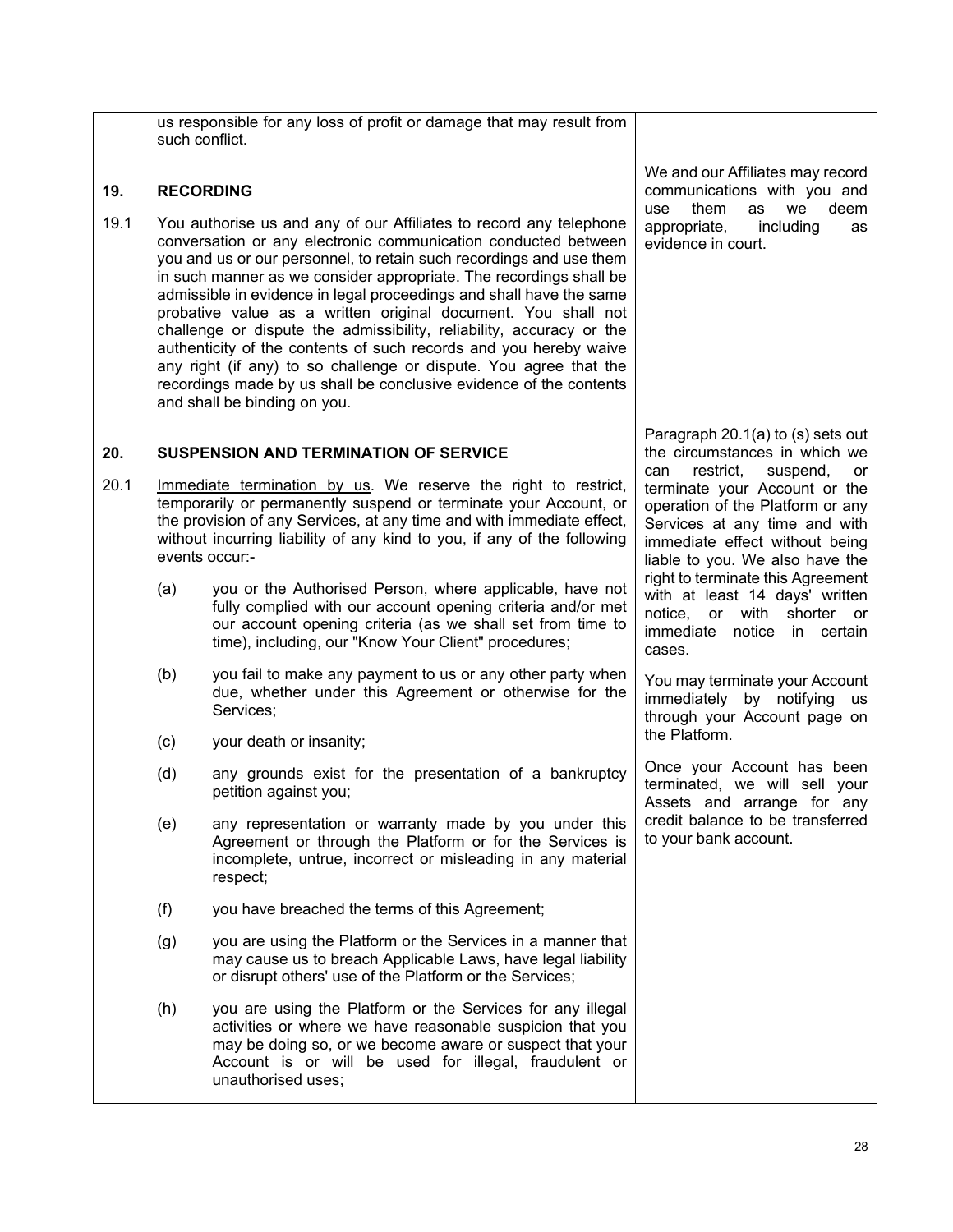| | |
|---|---|
| us responsible for any loss of profit or damage that may result from such conflict. | |
| **19. RECORDING**<br><br>19.1 You authorise us and any of our Affiliates to record any telephone conversation or any electronic communication conducted between you and us or our personnel, to retain such recordings and use them in such manner as we consider appropriate. The recordings shall be admissible in evidence in legal proceedings and shall have the same probative value as a written original document. You shall not challenge or dispute the admissibility, reliability, accuracy or the authenticity of the contents of such records and you hereby waive any right (if any) to so challenge or dispute. You agree that the recordings made by us shall be conclusive evidence of the contents and shall be binding on you. | We and our Affiliates may record communications with you and use them as we deem appropriate, including as evidence in court. |
| **20. SUSPENSION AND TERMINATION OF SERVICE**<br><br>20.1 Immediate termination by us. We reserve the right to restrict, temporarily or permanently suspend or terminate your Account, or the provision of any Services, at any time and with immediate effect, without incurring liability of any kind to you, if any of the following events occur:-<br><br>(a) you or the Authorised Person, where applicable, have not fully complied with our account opening criteria and/or met our account opening criteria (as we shall set from time to time), including, our "Know Your Client" procedures;<br><br>(b) you fail to make any payment to us or any other party when due, whether under this Agreement or otherwise for the Services;<br><br>(c) your death or insanity;<br><br>(d) any grounds exist for the presentation of a bankruptcy petition against you;<br><br>(e) any representation or warranty made by you under this Agreement or through the Platform or for the Services is incomplete, untrue, incorrect or misleading in any material respect;<br><br>(f) you have breached the terms of this Agreement;<br><br>(g) you are using the Platform or the Services in a manner that may cause us to breach Applicable Laws, have legal liability or disrupt others' use of the Platform or the Services;<br><br>(h) you are using the Platform or the Services for any illegal activities or where we have reasonable suspicion that you may be doing so, or we become aware or suspect that your Account is or will be used for illegal, fraudulent or unauthorised uses; | Paragraph 20.1(a) to (s) sets out the circumstances in which we can restrict, suspend, or terminate your Account or the operation of the Platform or any Services at any time and with immediate effect without being liable to you. We also have the right to terminate this Agreement with at least 14 days' written notice, or with shorter or immediate notice in certain cases.<br><br>You may terminate your Account immediately by notifying us through your Account page on the Platform.<br><br>Once your Account has been terminated, we will sell your Assets and arrange for any credit balance to be transferred to your bank account. |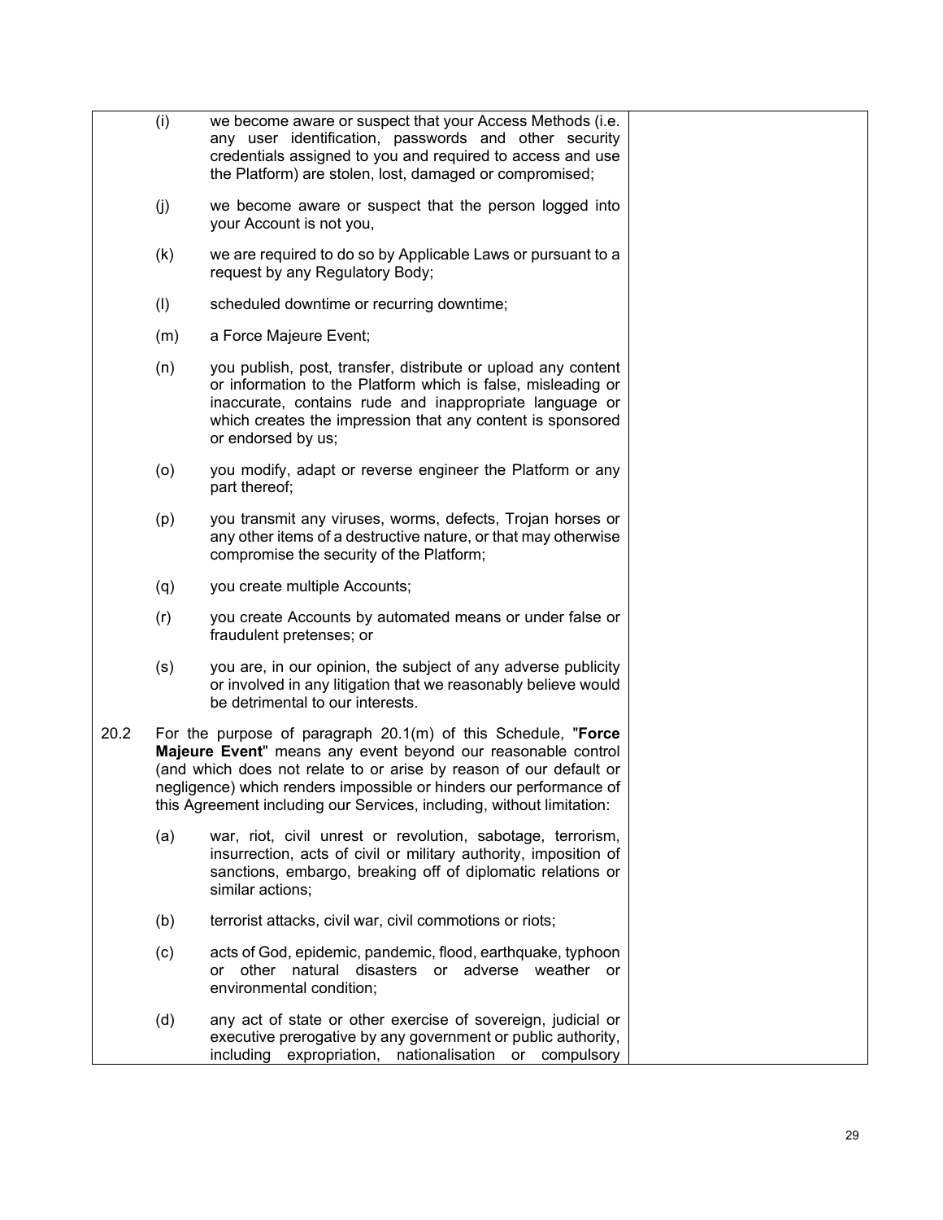(i) we become aware or suspect that your Access Methods (i.e. any user identification, passwords and other security credentials assigned to you and required to access and use the Platform) are stolen, lost, damaged or compromised;

(j) we become aware or suspect that the person logged into your Account is not you,

(k) we are required to do so by Applicable Laws or pursuant to a request by any Regulatory Body;

(l) scheduled downtime or recurring downtime;

(m) a Force Majeure Event;

(n) you publish, post, transfer, distribute or upload any content or information to the Platform which is false, misleading or inaccurate, contains rude and inappropriate language or which creates the impression that any content is sponsored or endorsed by us;

(o) you modify, adapt or reverse engineer the Platform or any part thereof;

(p) you transmit any viruses, worms, defects, Trojan horses or any other items of a destructive nature, or that may otherwise compromise the security of the Platform;

(q) you create multiple Accounts;

(r) you create Accounts by automated means or under false or fraudulent pretenses; or

(s) you are, in our opinion, the subject of any adverse publicity or involved in any litigation that we reasonably believe would be detrimental to our interests.

20.2 For the purpose of paragraph 20.1(m) of this Schedule, "**Force Majeure Event**" means any event beyond our reasonable control (and which does not relate to or arise by reason of our default or negligence) which renders impossible or hinders our performance of this Agreement including our Services, including, without limitation:

(a) war, riot, civil unrest or revolution, sabotage, terrorism, insurrection, acts of civil or military authority, imposition of sanctions, embargo, breaking off of diplomatic relations or similar actions;

(b) terrorist attacks, civil war, civil commotions or riots;

(c) acts of God, epidemic, pandemic, flood, earthquake, typhoon or other natural disasters or adverse weather or environmental condition;

(d) any act of state or other exercise of sovereign, judicial or executive prerogative by any government or public authority, including expropriation, nationalisation or compulsory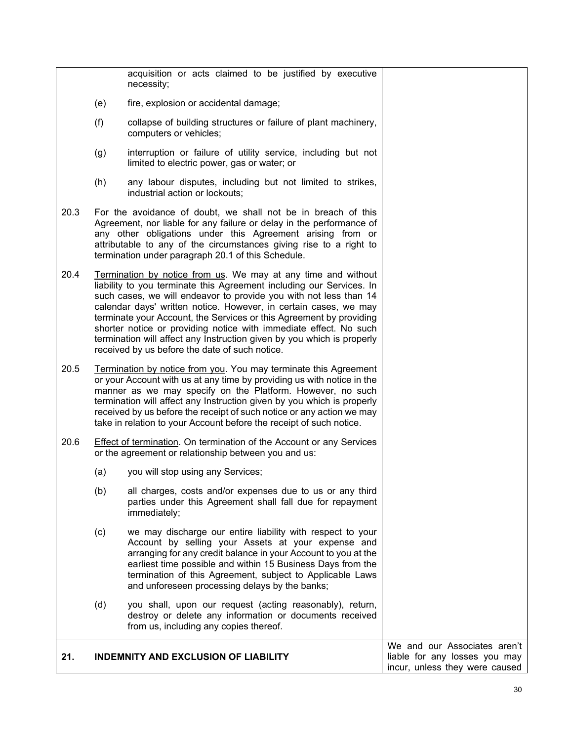acquisition or acts claimed to be justified by executive necessity;

(e) fire, explosion or accidental damage;

(f) collapse of building structures or failure of plant machinery, computers or vehicles;

(g) interruption or failure of utility service, including but not limited to electric power, gas or water; or

(h) any labour disputes, including but not limited to strikes, industrial action or lockouts;

20.3 For the avoidance of doubt, we shall not be in breach of this Agreement, nor liable for any failure or delay in the performance of any other obligations under this Agreement arising from or attributable to any of the circumstances giving rise to a right to termination under paragraph 20.1 of this Schedule.

20.4 Termination by notice from us. We may at any time and without liability to you terminate this Agreement including our Services. In such cases, we will endeavor to provide you with not less than 14 calendar days' written notice. However, in certain cases, we may terminate your Account, the Services or this Agreement by providing shorter notice or providing notice with immediate effect. No such termination will affect any Instruction given by you which is properly received by us before the date of such notice.

20.5 Termination by notice from you. You may terminate this Agreement or your Account with us at any time by providing us with notice in the manner as we may specify on the Platform. However, no such termination will affect any Instruction given by you which is properly received by us before the receipt of such notice or any action we may take in relation to your Account before the receipt of such notice.

20.6 Effect of termination. On termination of the Account or any Services or the agreement or relationship between you and us:

(a) you will stop using any Services;

(b) all charges, costs and/or expenses due to us or any third parties under this Agreement shall fall due for repayment immediately;

(c) we may discharge our entire liability with respect to your Account by selling your Assets at your expense and arranging for any credit balance in your Account to you at the earliest time possible and within 15 Business Days from the termination of this Agreement, subject to Applicable Laws and unforeseen processing delays by the banks;

(d) you shall, upon our request (acting reasonably), return, destroy or delete any information or documents received from us, including any copies thereof.

## 21. INDEMNITY AND EXCLUSION OF LIABILITY

We and our Associates aren't liable for any losses you may incur, unless they were caused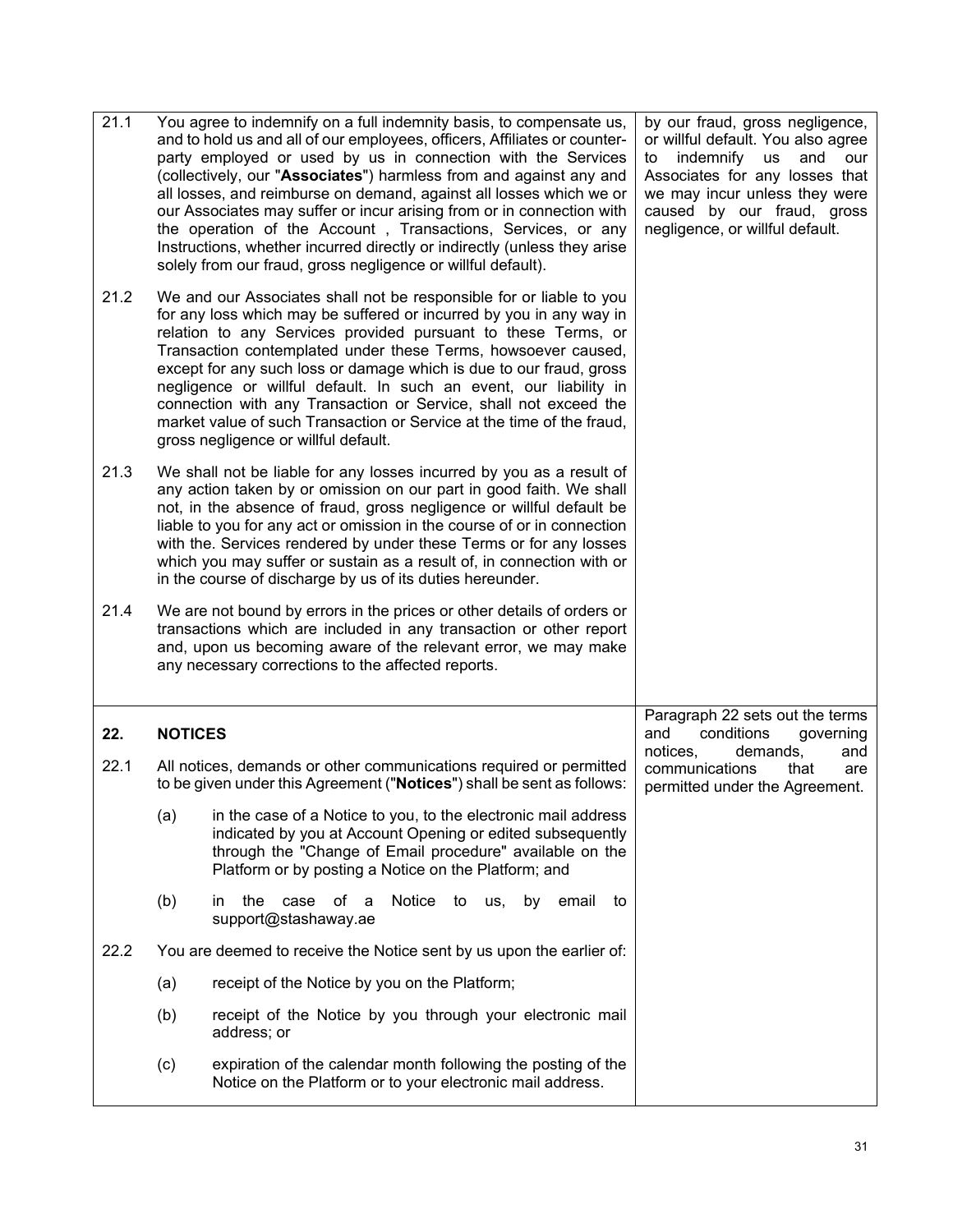| | | |
|---|---|---|
| 21.1 | You agree to indemnify on a full indemnity basis, to compensate us, and to hold us and all of our employees, officers, Affiliates or counter-party employed or used by us in connection with the Services (collectively, our "**Associates**") harmless from and against any and all losses, and reimburse on demand, against all losses which we or our Associates may suffer or incur arising from or in connection with the operation of the Account , Transactions, Services, or any Instructions, whether incurred directly or indirectly (unless they arise solely from our fraud, gross negligence or willful default). | by our fraud, gross negligence, or willful default. You also agree to indemnify us and our Associates for any losses that we may incur unless they were caused by our fraud, gross negligence, or willful default. |
| 21.2 | We and our Associates shall not be responsible for or liable to you for any loss which may be suffered or incurred by you in any way in relation to any Services provided pursuant to these Terms, or Transaction contemplated under these Terms, howsoever caused, except for any such loss or damage which is due to our fraud, gross negligence or willful default. In such an event, our liability in connection with any Transaction or Service, shall not exceed the market value of such Transaction or Service at the time of the fraud, gross negligence or willful default. | |
| 21.3 | We shall not be liable for any losses incurred by you as a result of any action taken by or omission on our part in good faith. We shall not, in the absence of fraud, gross negligence or willful default be liable to you for any act or omission in the course of or in connection with the. Services rendered by under these Terms or for any losses which you may suffer or sustain as a result of, in connection with or in the course of discharge by us of its duties hereunder. | |
| 21.4 | We are not bound by errors in the prices or other details of orders or transactions which are included in any transaction or other report and, upon us becoming aware of the relevant error, we may make any necessary corrections to the affected reports. | |
| **22.** | **NOTICES** | Paragraph 22 sets out the terms and conditions governing notices, demands, and communications that are permitted under the Agreement. |
| 22.1 | All notices, demands or other communications required or permitted to be given under this Agreement ("**Notices**") shall be sent as follows:<br><br>(a) in the case of a Notice to you, to the electronic mail address indicated by you at Account Opening or edited subsequently through the "Change of Email procedure" available on the Platform or by posting a Notice on the Platform; and<br><br>(b) in the case of a Notice to us, by email to support@stashaway.ae | |
| 22.2 | You are deemed to receive the Notice sent by us upon the earlier of:<br><br>(a) receipt of the Notice by you on the Platform;<br><br>(b) receipt of the Notice by you through your electronic mail address; or<br><br>(c) expiration of the calendar month following the posting of the Notice on the Platform or to your electronic mail address. | |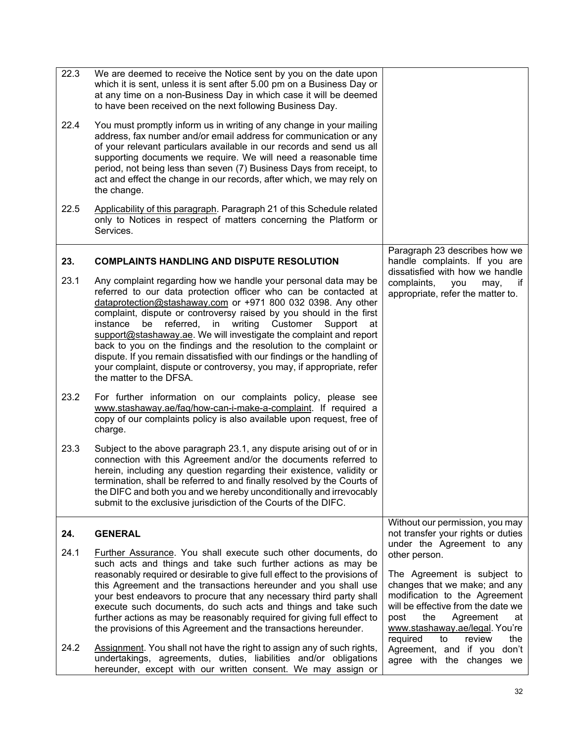| | | |
|---|---|---|
| 22.3 | We are deemed to receive the Notice sent by you on the date upon which it is sent, unless it is sent after 5.00 pm on a Business Day or at any time on a non-Business Day in which case it will be deemed to have been received on the next following Business Day. | |
| 22.4 | You must promptly inform us in writing of any change in your mailing address, fax number and/or email address for communication or any of your relevant particulars available in our records and send us all supporting documents we require. We will need a reasonable time period, not being less than seven (7) Business Days from receipt, to act and effect the change in our records, after which, we may rely on the change. | |
| 22.5 | Applicability of this paragraph. Paragraph 21 of this Schedule related only to Notices in respect of matters concerning the Platform or Services. | |
| **23.** | **COMPLAINTS HANDLING AND DISPUTE RESOLUTION** | Paragraph 23 describes how we handle complaints. If you are dissatisfied with how we handle complaints, you may, if appropriate, refer the matter to. |
| 23.1 | Any complaint regarding how we handle your personal data may be referred to our data protection officer who can be contacted at dataprotection@stashaway.com or +971 800 032 0398. Any other complaint, dispute or controversy raised by you should in the first instance be referred, in writing Customer Support at support@stashaway.ae. We will investigate the complaint and report back to you on the findings and the resolution to the complaint or dispute. If you remain dissatisfied with our findings or the handling of your complaint, dispute or controversy, you may, if appropriate, refer the matter to the DFSA. | |
| 23.2 | For further information on our complaints policy, please see www.stashaway.ae/faq/how-can-i-make-a-complaint. If required a copy of our complaints policy is also available upon request, free of charge. | |
| 23.3 | Subject to the above paragraph 23.1, any dispute arising out of or in connection with this Agreement and/or the documents referred to herein, including any question regarding their existence, validity or termination, shall be referred to and finally resolved by the Courts of the DIFC and both you and we hereby unconditionally and irrevocably submit to the exclusive jurisdiction of the Courts of the DIFC. | |
| **24.** | **GENERAL** | Without our permission, you may not transfer your rights or duties under the Agreement to any other person.<br><br>The Agreement is subject to changes that we make; and any modification to the Agreement will be effective from the date we post the Agreement at www.stashaway.ae/legal. You're required to review the Agreement, and if you don't agree with the changes we |
| 24.1 | Further Assurance. You shall execute such other documents, do such acts and things and take such further actions as may be reasonably required or desirable to give full effect to the provisions of this Agreement and the transactions hereunder and you shall use your best endeavors to procure that any necessary third party shall execute such documents, do such acts and things and take such further actions as may be reasonably required for giving full effect to the provisions of this Agreement and the transactions hereunder. | |
| 24.2 | Assignment. You shall not have the right to assign any of such rights, undertakings, agreements, duties, liabilities and/or obligations hereunder, except with our written consent. We may assign or | |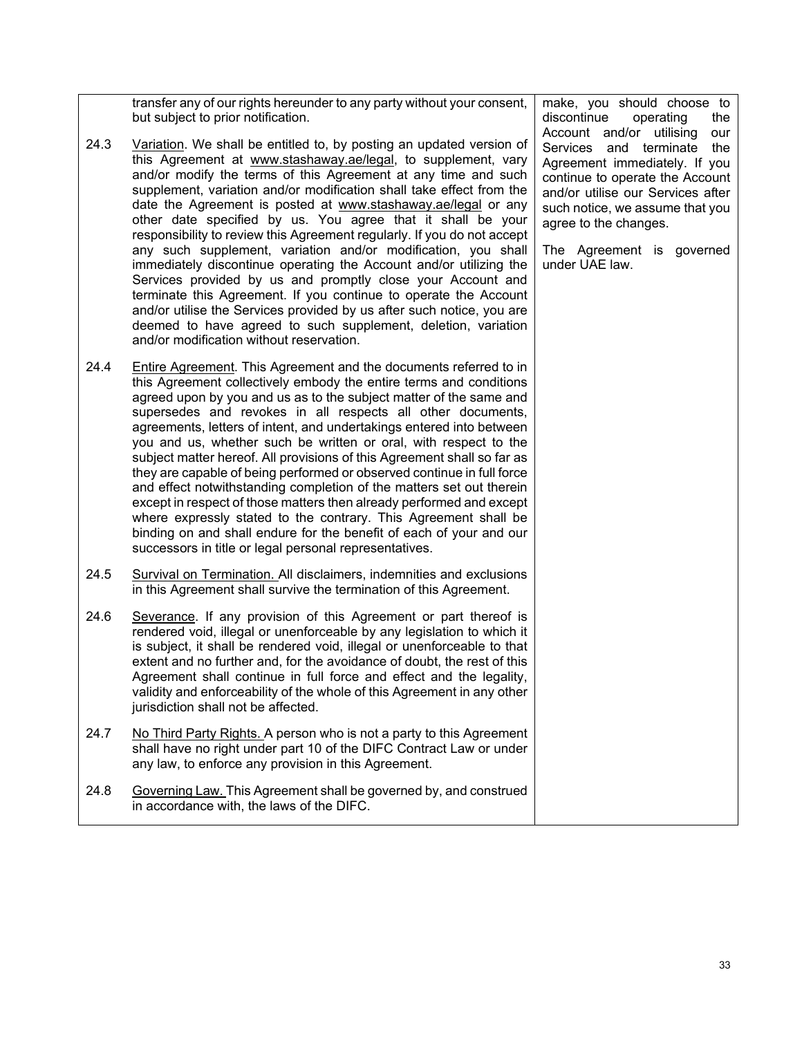| | |
|---|---|
| transfer any of our rights hereunder to any party without your consent, but subject to prior notification.<br><br>24.3 Variation. We shall be entitled to, by posting an updated version of this Agreement at www.stashaway.ae/legal, to supplement, vary and/or modify the terms of this Agreement at any time and such supplement, variation and/or modification shall take effect from the date the Agreement is posted at www.stashaway.ae/legal or any other date specified by us. You agree that it shall be your responsibility to review this Agreement regularly. If you do not accept any such supplement, variation and/or modification, you shall immediately discontinue operating the Account and/or utilizing the Services provided by us and promptly close your Account and terminate this Agreement. If you continue to operate the Account and/or utilise the Services provided by us after such notice, you are deemed to have agreed to such supplement, deletion, variation and/or modification without reservation.<br><br>24.4 Entire Agreement. This Agreement and the documents referred to in this Agreement collectively embody the entire terms and conditions agreed upon by you and us as to the subject matter of the same and supersedes and revokes in all respects all other documents, agreements, letters of intent, and undertakings entered into between you and us, whether such be written or oral, with respect to the subject matter hereof. All provisions of this Agreement shall so far as they are capable of being performed or observed continue in full force and effect notwithstanding completion of the matters set out therein except in respect of those matters then already performed and except where expressly stated to the contrary. This Agreement shall be binding on and shall endure for the benefit of each of your and our successors in title or legal personal representatives.<br><br>24.5 Survival on Termination. All disclaimers, indemnities and exclusions in this Agreement shall survive the termination of this Agreement.<br><br>24.6 Severance. If any provision of this Agreement or part thereof is rendered void, illegal or unenforceable by any legislation to which it is subject, it shall be rendered void, illegal or unenforceable to that extent and no further and, for the avoidance of doubt, the rest of this Agreement shall continue in full force and effect and the legality, validity and enforceability of the whole of this Agreement in any other jurisdiction shall not be affected.<br><br>24.7 No Third Party Rights. A person who is not a party to this Agreement shall have no right under part 10 of the DIFC Contract Law or under any law, to enforce any provision in this Agreement.<br><br>24.8 Governing Law. This Agreement shall be governed by, and construed in accordance with, the laws of the DIFC. | make, you should choose to discontinue operating the Account and/or utilising our Services and terminate the Agreement immediately. If you continue to operate the Account and/or utilise our Services after such notice, we assume that you agree to the changes.<br><br>The Agreement is governed under UAE law. |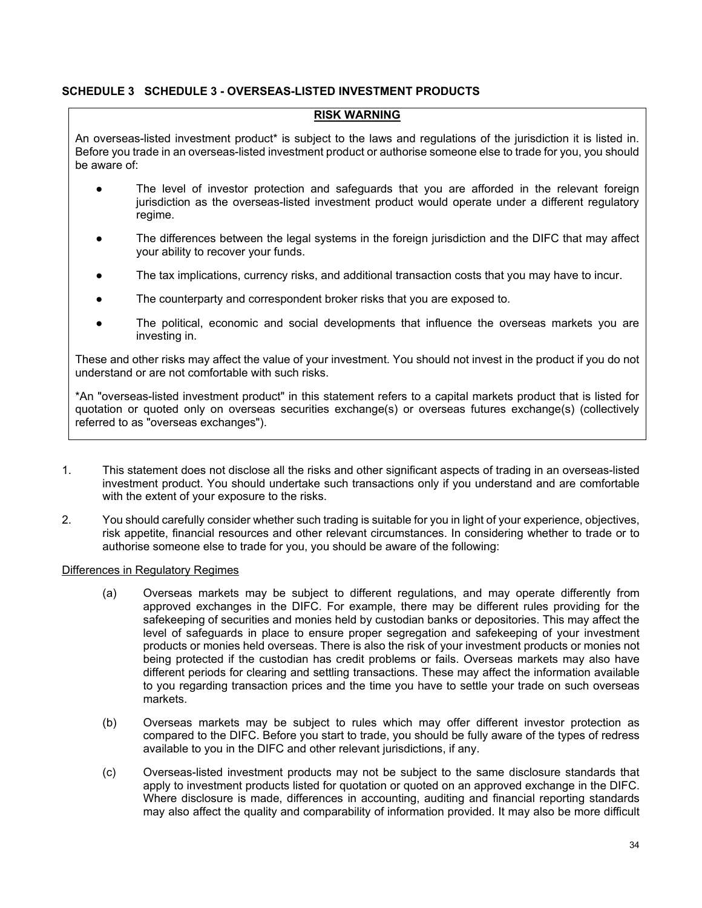## SCHEDULE 3 SCHEDULE 3 - OVERSEAS-LISTED INVESTMENT PRODUCTS

**RISK WARNING**

An overseas-listed investment product* is subject to the laws and regulations of the jurisdiction it is listed in. Before you trade in an overseas-listed investment product or authorise someone else to trade for you, you should be aware of:

- The level of investor protection and safeguards that you are afforded in the relevant foreign jurisdiction as the overseas-listed investment product would operate under a different regulatory regime.
- The differences between the legal systems in the foreign jurisdiction and the DIFC that may affect your ability to recover your funds.
- The tax implications, currency risks, and additional transaction costs that you may have to incur.
- The counterparty and correspondent broker risks that you are exposed to.
- The political, economic and social developments that influence the overseas markets you are investing in.

These and other risks may affect the value of your investment. You should not invest in the product if you do not understand or are not comfortable with such risks.

*An "overseas-listed investment product" in this statement refers to a capital markets product that is listed for quotation or quoted only on overseas securities exchange(s) or overseas futures exchange(s) (collectively referred to as "overseas exchanges").

1. This statement does not disclose all the risks and other significant aspects of trading in an overseas-listed investment product. You should undertake such transactions only if you understand and are comfortable with the extent of your exposure to the risks.

2. You should carefully consider whether such trading is suitable for you in light of your experience, objectives, risk appetite, financial resources and other relevant circumstances. In considering whether to trade or to authorise someone else to trade for you, you should be aware of the following:

<u>Differences in Regulatory Regimes</u>

(a) Overseas markets may be subject to different regulations, and may operate differently from approved exchanges in the DIFC. For example, there may be different rules providing for the safekeeping of securities and monies held by custodian banks or depositories. This may affect the level of safeguards in place to ensure proper segregation and safekeeping of your investment products or monies held overseas. There is also the risk of your investment products or monies not being protected if the custodian has credit problems or fails. Overseas markets may also have different periods for clearing and settling transactions. These may affect the information available to you regarding transaction prices and the time you have to settle your trade on such overseas markets.

(b) Overseas markets may be subject to rules which may offer different investor protection as compared to the DIFC. Before you start to trade, you should be fully aware of the types of redress available to you in the DIFC and other relevant jurisdictions, if any.

(c) Overseas-listed investment products may not be subject to the same disclosure standards that apply to investment products listed for quotation or quoted on an approved exchange in the DIFC. Where disclosure is made, differences in accounting, auditing and financial reporting standards may also affect the quality and comparability of information provided. It may also be more difficult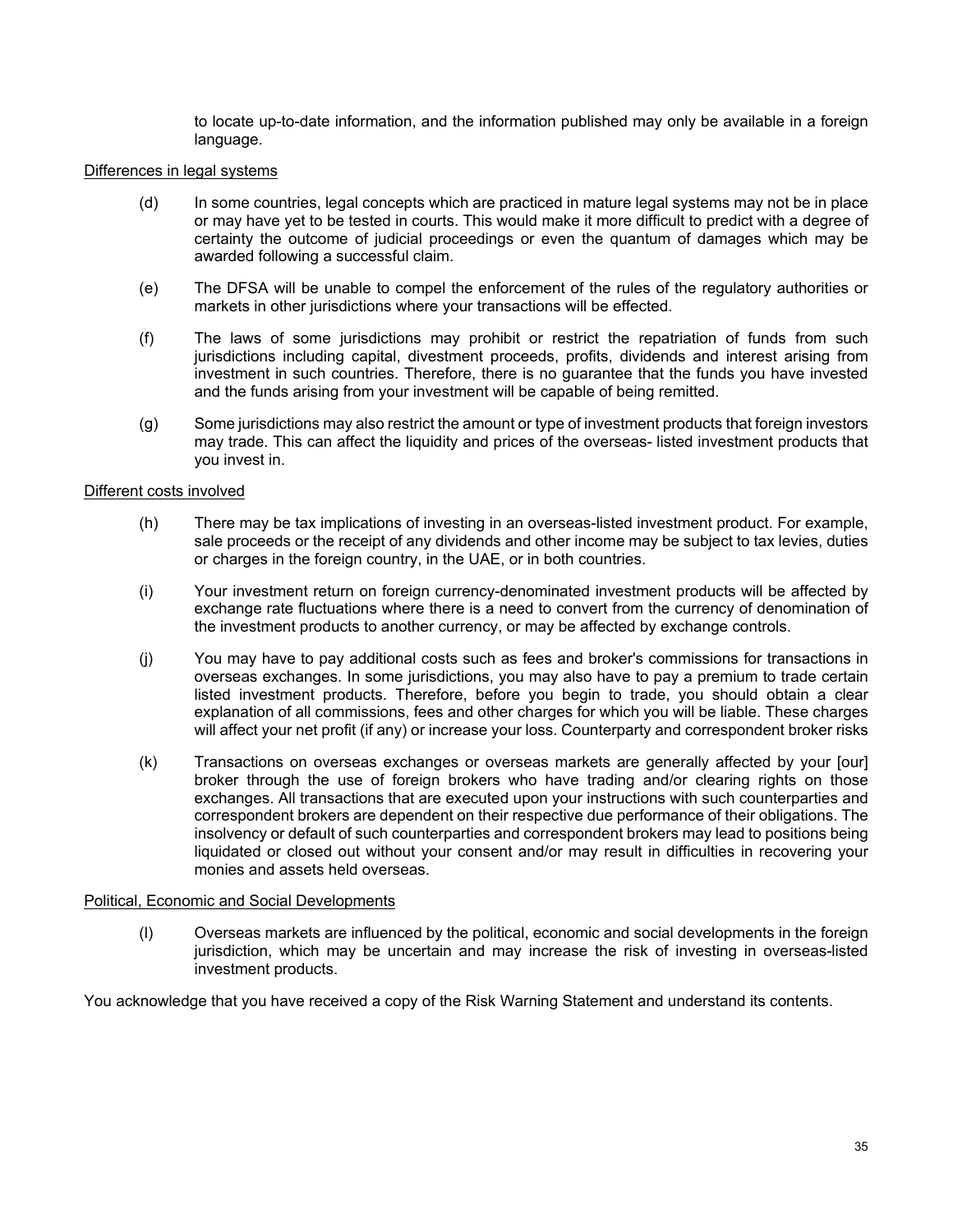to locate up-to-date information, and the information published may only be available in a foreign language.

Differences in legal systems

(d) In some countries, legal concepts which are practiced in mature legal systems may not be in place or may have yet to be tested in courts. This would make it more difficult to predict with a degree of certainty the outcome of judicial proceedings or even the quantum of damages which may be awarded following a successful claim.

(e) The DFSA will be unable to compel the enforcement of the rules of the regulatory authorities or markets in other jurisdictions where your transactions will be effected.

(f) The laws of some jurisdictions may prohibit or restrict the repatriation of funds from such jurisdictions including capital, divestment proceeds, profits, dividends and interest arising from investment in such countries. Therefore, there is no guarantee that the funds you have invested and the funds arising from your investment will be capable of being remitted.

(g) Some jurisdictions may also restrict the amount or type of investment products that foreign investors may trade. This can affect the liquidity and prices of the overseas- listed investment products that you invest in.

Different costs involved

(h) There may be tax implications of investing in an overseas-listed investment product. For example, sale proceeds or the receipt of any dividends and other income may be subject to tax levies, duties or charges in the foreign country, in the UAE, or in both countries.

(i) Your investment return on foreign currency-denominated investment products will be affected by exchange rate fluctuations where there is a need to convert from the currency of denomination of the investment products to another currency, or may be affected by exchange controls.

(j) You may have to pay additional costs such as fees and broker's commissions for transactions in overseas exchanges. In some jurisdictions, you may also have to pay a premium to trade certain listed investment products. Therefore, before you begin to trade, you should obtain a clear explanation of all commissions, fees and other charges for which you will be liable. These charges will affect your net profit (if any) or increase your loss. Counterparty and correspondent broker risks

(k) Transactions on overseas exchanges or overseas markets are generally affected by your [our] broker through the use of foreign brokers who have trading and/or clearing rights on those exchanges. All transactions that are executed upon your instructions with such counterparties and correspondent brokers are dependent on their respective due performance of their obligations. The insolvency or default of such counterparties and correspondent brokers may lead to positions being liquidated or closed out without your consent and/or may result in difficulties in recovering your monies and assets held overseas.

Political, Economic and Social Developments

(l) Overseas markets are influenced by the political, economic and social developments in the foreign jurisdiction, which may be uncertain and may increase the risk of investing in overseas-listed investment products.

You acknowledge that you have received a copy of the Risk Warning Statement and understand its contents.